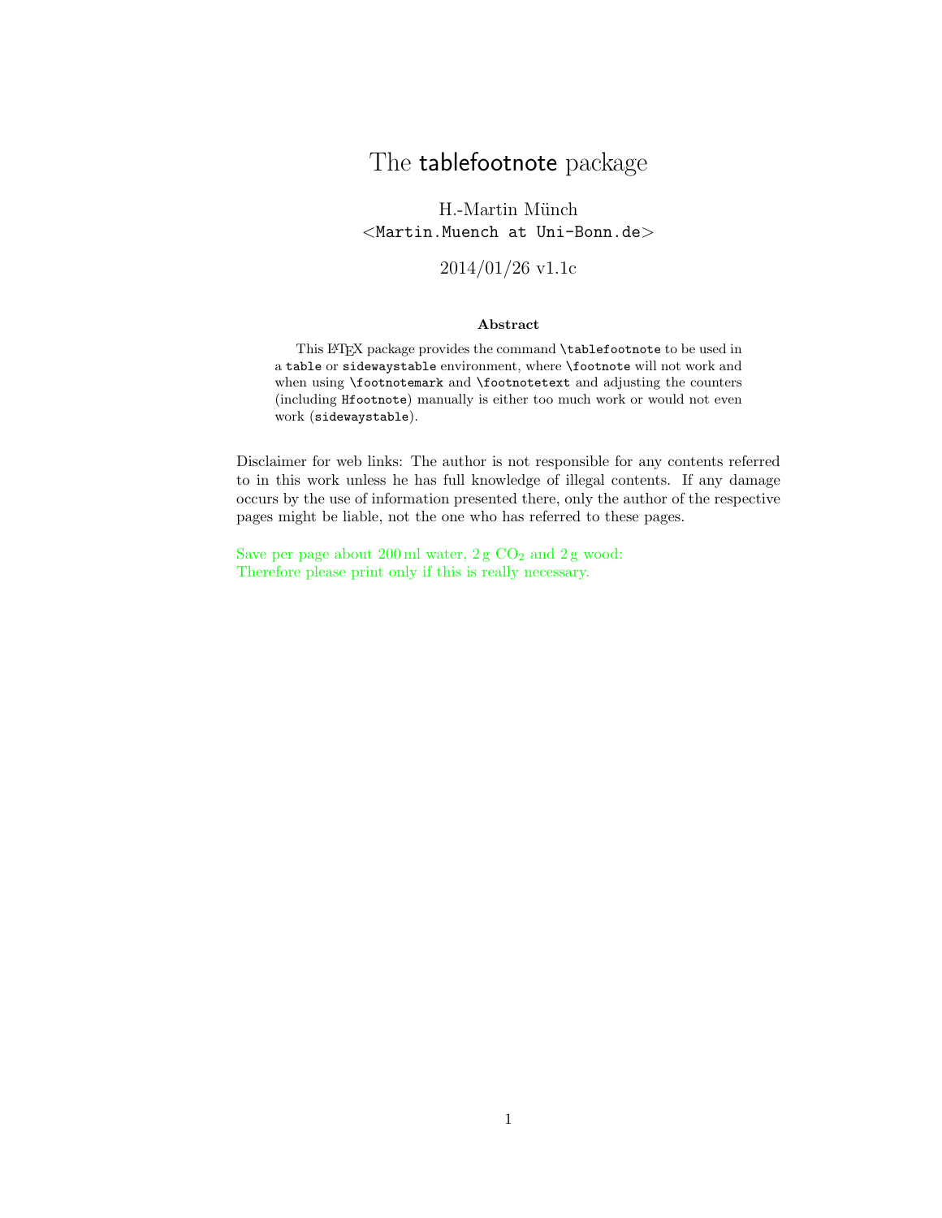# The tablefootnote package

H.-Martin Münch
<Martin.Muench at Uni-Bonn.de>

2014/01/26 v1.1c

**Abstract**

This LaTeX package provides the command `\tablefootnote` to be used in a `table` or `sidewaystable` environment, where `\footnote` will not work and when using `\footnotemark` and `\footnotetext` and adjusting the counters (including `Hfootnote`) manually is either too much work or would not even work (`sidewaystable`).

Disclaimer for web links: The author is not responsible for any contents referred to in this work unless he has full knowledge of illegal contents. If any damage occurs by the use of information presented there, only the author of the respective pages might be liable, not the one who has referred to these pages.

Save per page about 200 ml water, 2 g $CO_2$ and 2 g wood:
Therefore please print only if this is really necessary.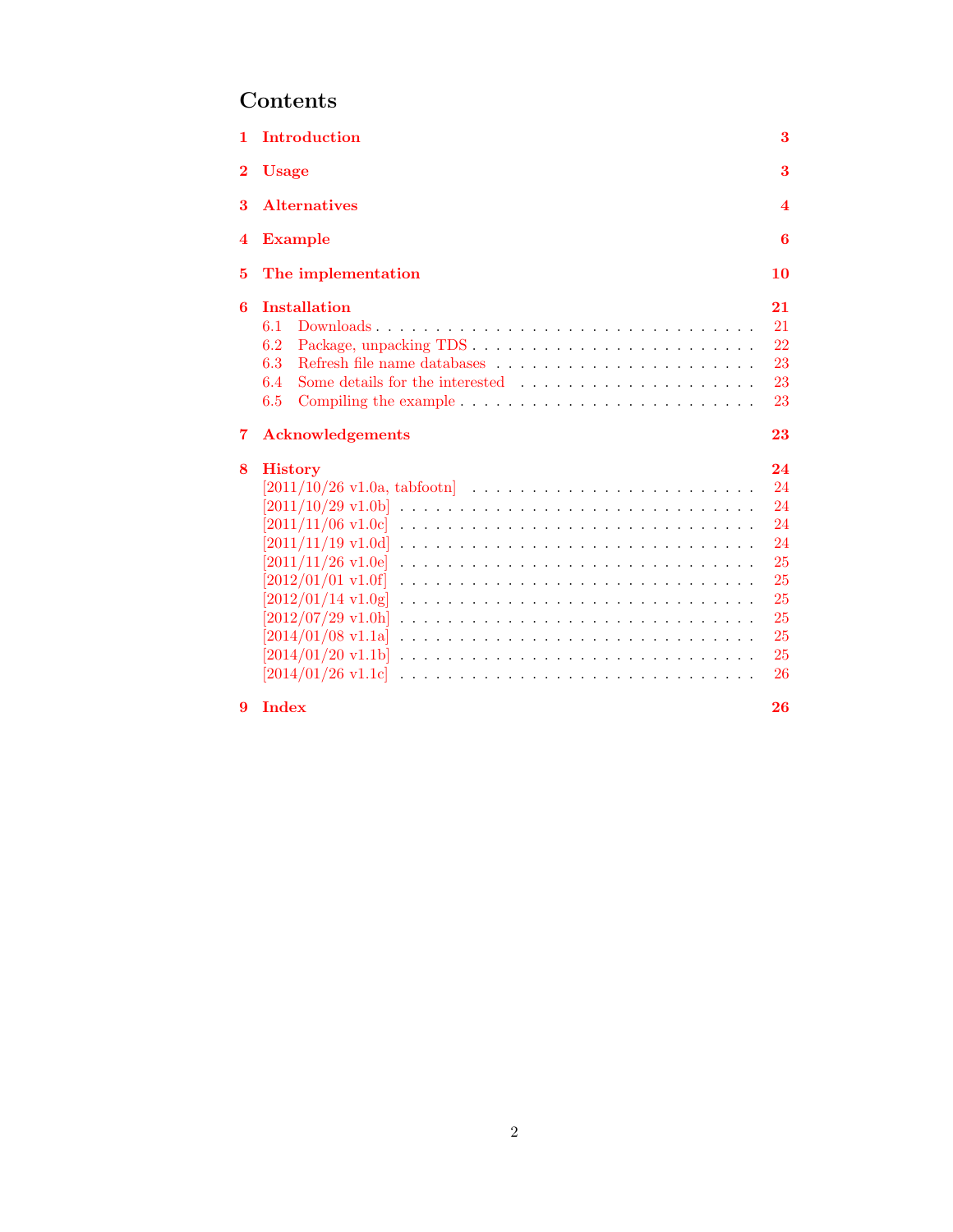# Contents

**1 Introduction** **3**

**2 Usage** **3**

**3 Alternatives** **4**

**4 Example** **6**

**5 The implementation** **10**

**6 Installation** **21**
- 6.1 Downloads . . . . . . . . . . . . . . . . . . . . . . . . . . . . . . . . 21
- 6.2 Package, unpacking TDS . . . . . . . . . . . . . . . . . . . . . . . 22
- 6.3 Refresh file name databases . . . . . . . . . . . . . . . . . . . . . 23
- 6.4 Some details for the interested . . . . . . . . . . . . . . . . . . . 23
- 6.5 Compiling the example . . . . . . . . . . . . . . . . . . . . . . . . 23

**7 Acknowledgements** **23**

**8 History** **24**
- [2011/10/26 v1.0a, tabfootn] . . . . . . . . . . . . . . . . . . . . . . 24
- [2011/10/29 v1.0b] . . . . . . . . . . . . . . . . . . . . . . . . . . . 24
- [2011/11/06 v1.0c] . . . . . . . . . . . . . . . . . . . . . . . . . . . 24
- [2011/11/19 v1.0d] . . . . . . . . . . . . . . . . . . . . . . . . . . . 24
- [2011/11/26 v1.0e] . . . . . . . . . . . . . . . . . . . . . . . . . . . 25
- [2012/01/01 v1.0f] . . . . . . . . . . . . . . . . . . . . . . . . . . . 25
- [2012/01/14 v1.0g] . . . . . . . . . . . . . . . . . . . . . . . . . . . 25
- [2012/07/29 v1.0h] . . . . . . . . . . . . . . . . . . . . . . . . . . . 25
- [2014/01/08 v1.1a] . . . . . . . . . . . . . . . . . . . . . . . . . . . 25
- [2014/01/20 v1.1b] . . . . . . . . . . . . . . . . . . . . . . . . . . . 25
- [2014/01/26 v1.1c] . . . . . . . . . . . . . . . . . . . . . . . . . . . 26

**9 Index** **26**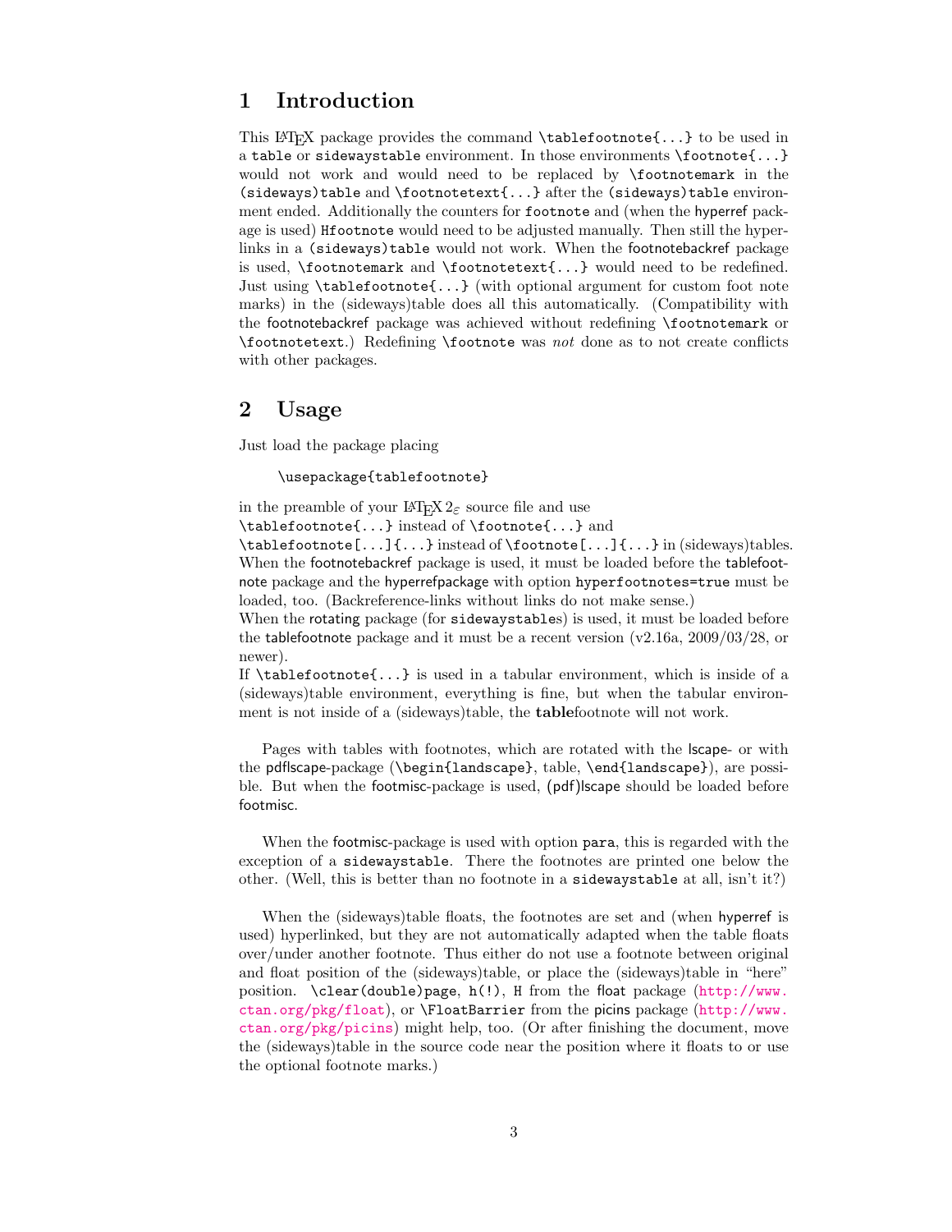# 1 Introduction

This LaTeX package provides the command `\tablefootnote{...}` to be used in a `table` or `sidewaystable` environment. In those environments `\footnote{...}` would not work and would need to be replaced by `\footnotemark` in the `(sideways)table` and `\footnotetext{...}` after the `(sideways)table` environment ended. Additionally the counters for `footnote` and (when the hyperref package is used) `Hfootnote` would need to be adjusted manually. Then still the hyperlinks in a `(sideways)table` would not work. When the footnotebackref package is used, `\footnotemark` and `\footnotetext{...}` would need to be redefined. Just using `\tablefootnote{...}` (with optional argument for custom foot note marks) in the (sideways)table does all this automatically. (Compatibility with the footnotebackref package was achieved without redefining `\footnotemark` or `\footnotetext`.) Redefining `\footnote` was *not* done as to not create conflicts with other packages.

# 2 Usage

Just load the package placing

```
\usepackage{tablefootnote}
```

in the preamble of your LaTeX 2ε source file and use
`\tablefootnote{...}` instead of `\footnote{...}` and
`\tablefootnote[...]{...}` instead of `\footnote[...]{...}` in (sideways)tables.
When the footnotebackref package is used, it must be loaded before the tablefootnote package and the hyperrefpackage with option `hyperfootnotes=true` must be loaded, too. (Backreference-links without links do not make sense.)
When the rotating package (for `sidewaystable`s) is used, it must be loaded before the tablefootnote package and it must be a recent version (v2.16a, 2009/03/28, or newer).
If `\tablefootnote{...}` is used in a tabular environment, which is inside of a (sideways)table environment, everything is fine, but when the tabular environment is not inside of a (sideways)table, the **table**footnote will not work.

Pages with tables with footnotes, which are rotated with the lscape- or with the pdflscape-package (`\begin{landscape}`, table, `\end{landscape}`), are possible. But when the footmisc-package is used, (pdf)lscape should be loaded before footmisc.

When the footmisc-package is used with option `para`, this is regarded with the exception of a `sidewaystable`. There the footnotes are printed one below the other. (Well, this is better than no footnote in a `sidewaystable` at all, isn't it?)

When the (sideways)table floats, the footnotes are set and (when hyperref is used) hyperlinked, but they are not automatically adapted when the table floats over/under another footnote. Thus either do not use a footnote between original and float position of the (sideways)table, or place the (sideways)table in "here" position. `\clear(double)page`, `h(!)`, `H` from the float package (http://www.ctan.org/pkg/float), or `\FloatBarrier` from the picins package (http://www.ctan.org/pkg/picins) might help, too. (Or after finishing the document, move the (sideways)table in the source code near the position where it floats to or use the optional footnote marks.)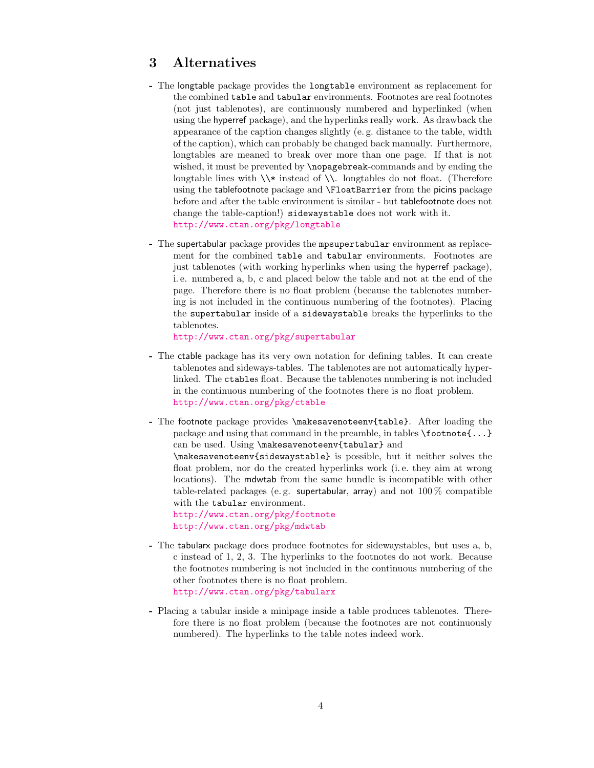## 3 Alternatives

- The longtable package provides the `longtable` environment as replacement for the combined `table` and `tabular` environments. Footnotes are real footnotes (not just tablenotes), are continuously numbered and hyperlinked (when using the hyperref package), and the hyperlinks really work. As drawback the appearance of the caption changes slightly (e. g. distance to the table, width of the caption), which can probably be changed back manually. Furthermore, longtables are meaned to break over more than one page. If that is not wished, it must be prevented by `\nopagebreak`-commands and by ending the longtable lines with `\\*` instead of `\\`. longtables do not float. (Therefore using the tablefootnote package and `\FloatBarrier` from the picins package before and after the table environment is similar - but tablefootnote does not change the table-caption!) `sidewaystable` does not work with it.
  http://www.ctan.org/pkg/longtable

- The supertabular package provides the `mpsupertabular` environment as replacement for the combined `table` and `tabular` environments. Footnotes are just tablenotes (with working hyperlinks when using the hyperref package), i. e. numbered a, b, c and placed below the table and not at the end of the page. Therefore there is no float problem (because the tablenotes numbering is not included in the continuous numbering of the footnotes). Placing the `supertabular` inside of a `sidewaystable` breaks the hyperlinks to the tablenotes.
  http://www.ctan.org/pkg/supertabular

- The ctable package has its very own notation for defining tables. It can create tablenotes and sideways-tables. The tablenotes are not automatically hyperlinked. The `ctable`s float. Because the tablenotes numbering is not included in the continuous numbering of the footnotes there is no float problem.
  http://www.ctan.org/pkg/ctable

- The footnote package provides `\makesavenoteenv{table}`. After loading the package and using that command in the preamble, in tables `\footnote{...}` can be used. Using `\makesavenoteenv{tabular}` and `\makesavenoteenv{sidewaystable}` is possible, but it neither solves the float problem, nor do the created hyperlinks work (i. e. they aim at wrong locations). The mdwtab from the same bundle is incompatible with other table-related packages (e. g. supertabular, array) and not 100 % compatible with the `tabular` environment.
  http://www.ctan.org/pkg/footnote
  http://www.ctan.org/pkg/mdwtab

- The tabularx package does produce footnotes for sidewaystables, but uses a, b, c instead of 1, 2, 3. The hyperlinks to the footnotes do not work. Because the footnotes numbering is not included in the continuous numbering of the other footnotes there is no float problem.
  http://www.ctan.org/pkg/tabularx

- Placing a tabular inside a minipage inside a table produces tablenotes. Therefore there is no float problem (because the footnotes are not continuously numbered). The hyperlinks to the table notes indeed work.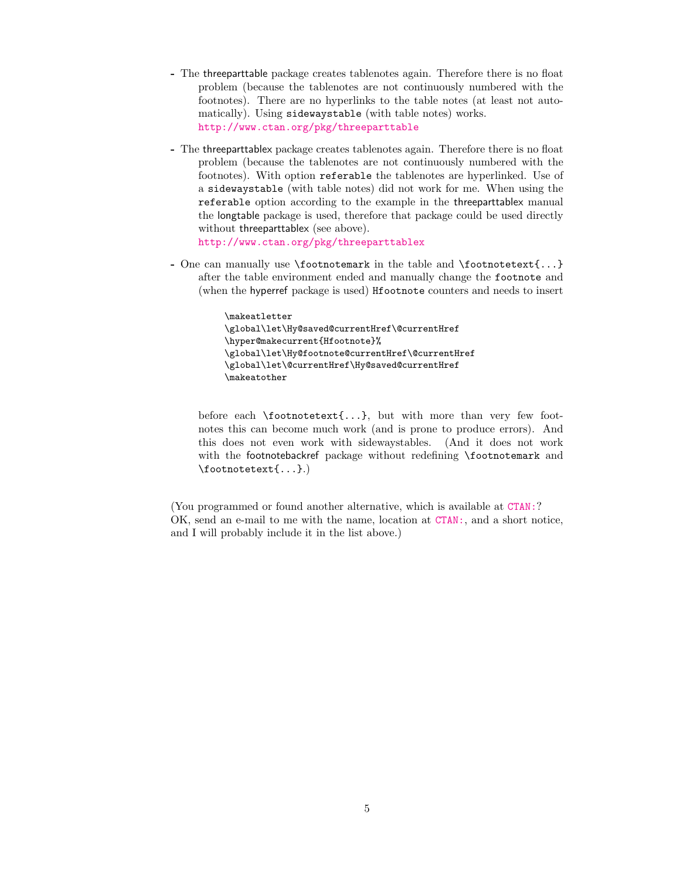- The threeparttable package creates tablenotes again. Therefore there is no float problem (because the tablenotes are not continuously numbered with the footnotes). There are no hyperlinks to the table notes (at least not automatically). Using `sidewaystable` (with table notes) works.
  http://www.ctan.org/pkg/threeparttable

- The threeparttablex package creates tablenotes again. Therefore there is no float problem (because the tablenotes are not continuously numbered with the footnotes). With option `referable` the tablenotes are hyperlinked. Use of a `sidewaystable` (with table notes) did not work for me. When using the `referable` option according to the example in the threeparttablex manual the longtable package is used, therefore that package could be used directly without threeparttablex (see above).
  http://www.ctan.org/pkg/threeparttablex

- One can manually use `\footnotemark` in the table and `\footnotetext{...}` after the table environment ended and manually change the `footnote` and (when the hyperref package is used) `Hfootnote` counters and needs to insert

  ```
  \makeatletter
  \global\let\Hy@saved@currentHref\@currentHref
  \hyper@makecurrent{Hfootnote}%
  \global\let\Hy@footnote@currentHref\@currentHref
  \global\let\@currentHref\Hy@saved@currentHref
  \makeatother
  ```

  before each `\footnotetext{...}`, but with more than very few footnotes this can become much work (and is prone to produce errors). And this does not even work with sidewaystables. (And it does not work with the footnotebackref package without redefining `\footnotemark` and `\footnotetext{...}`.)

(You programmed or found another alternative, which is available at CTAN:?
OK, send an e-mail to me with the name, location at CTAN:, and a short notice, and I will probably include it in the list above.)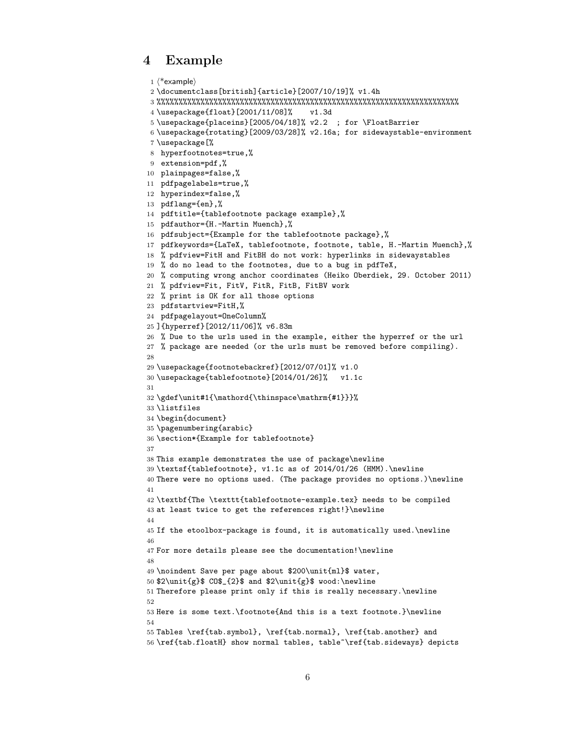## 4 Example

```
1 ⟨*example⟩
2 \documentclass[british]{article}[2007/10/19]% v1.4h
3 %%%%%%%%%%%%%%%%%%%%%%%%%%%%%%%%%%%%%%%%%%%%%%%%%%%%%%%%%%%%%%%%%%%%%
4 \usepackage{float}[2001/11/08]%    v1.3d
5 \usepackage{placeins}[2005/04/18]% v2.2  ; for \FloatBarrier
6 \usepackage{rotating}[2009/03/28]% v2.16a; for sidewaystable-environment
7 \usepackage[%
8  hyperfootnotes=true,%
9  extension=pdf,%
10  plainpages=false,%
11  pdfpagelabels=true,%
12  hyperindex=false,%
13  pdflang={en},%
14  pdftitle={tablefootnote package example},%
15  pdfauthor={H.-Martin Muench},%
16  pdfsubject={Example for the tablefootnote package},%
17  pdfkeywords={LaTeX, tablefootnote, footnote, table, H.-Martin Muench},%
18  % pdfview=FitH and FitBH do not work: hyperlinks in sidewaystables
19  % do no lead to the footnotes, due to a bug in pdfTeX,
20  % computing wrong anchor coordinates (Heiko Oberdiek, 29. October 2011)
21  % pdfview=Fit, FitV, FitR, FitB, FitBV work
22  % print is OK for all those options
23  pdfstartview=FitH,%
24  pdfpagelayout=OneColumn%
25 ]{hyperref}[2012/11/06]% v6.83m
26  % Due to the urls used in the example, either the hyperref or the url
27  % package are needed (or the urls must be removed before compiling).
28
29 \usepackage{footnotebackref}[2012/07/01]% v1.0
30 \usepackage{tablefootnote}[2014/01/26]%   v1.1c
31
32 \gdef\unit#1{\mathord{\thinspace\mathrm{#1}}}%
33 \listfiles
34 \begin{document}
35 \pagenumbering{arabic}
36 \section*{Example for tablefootnote}
37
38 This example demonstrates the use of package\newline
39 \textsf{tablefootnote}, v1.1c as of 2014/01/26 (HMM).\newline
40 There were no options used. (The package provides no options.)\newline
41
42 \textbf{The \texttt{tablefootnote-example.tex} needs to be compiled
43 at least twice to get the references right!}\newline
44
45 If the etoolbox-package is found, it is automatically used.\newline
46
47 For more details please see the documentation!\newline
48
49 \noindent Save per page about $200\unit{ml}$ water,
50 $2\unit{g}$ CO$_{2}$ and $2\unit{g}$ wood:\newline
51 Therefore please print only if this is really necessary.\newline
52
53 Here is some text.\footnote{And this is a text footnote.}\newline
54
55 Tables \ref{tab.symbol}, \ref{tab.normal}, \ref{tab.another} and
56 \ref{tab.floatH} show normal tables, table~\ref{tab.sideways} depicts
```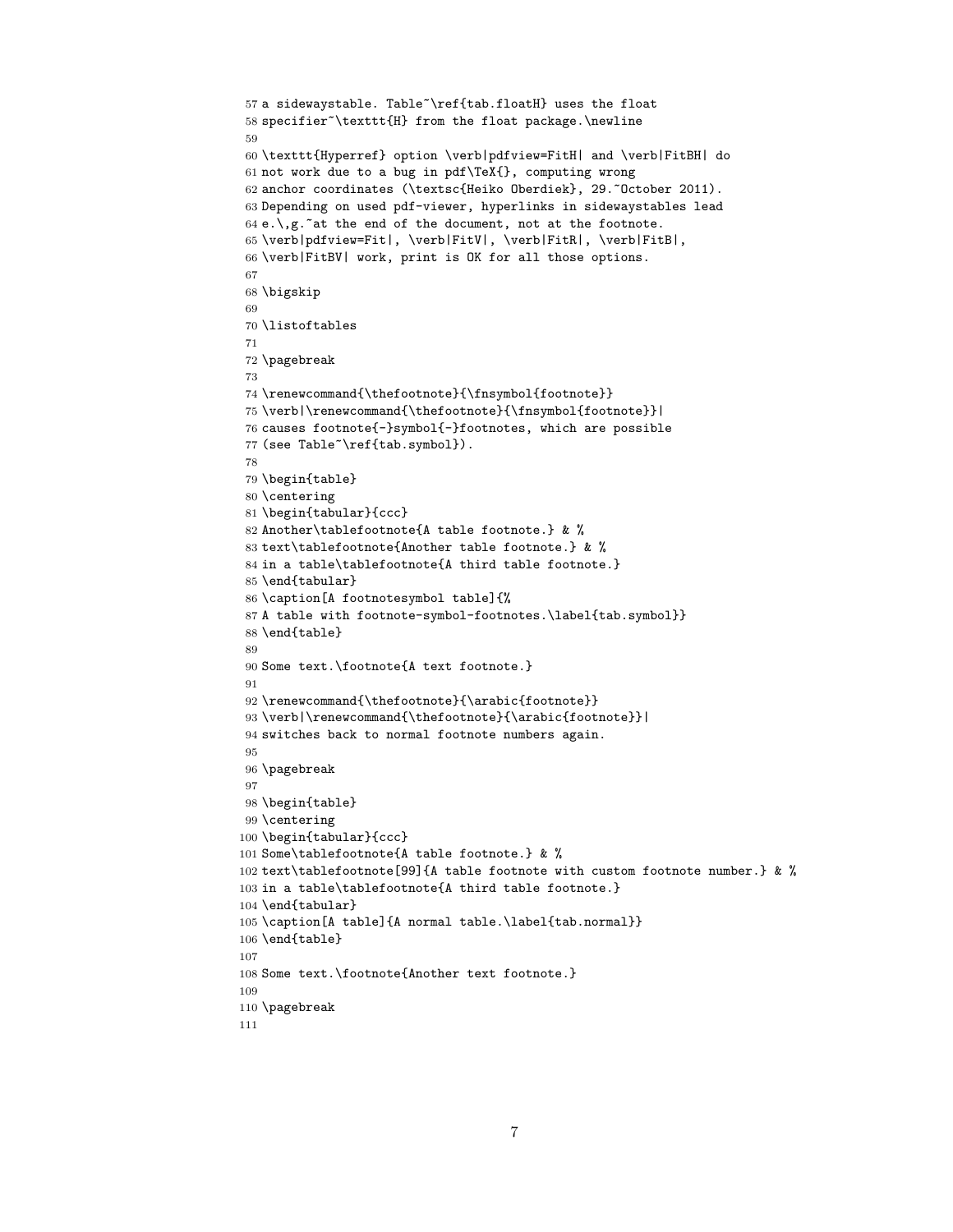```
57 a sidewaystable. Table~\ref{tab.floatH} uses the float
58 specifier~\texttt{H} from the float package.\newline
59
60 \texttt{Hyperref} option \verb|pdfview=FitH| and \verb|FitBH| do
61 not work due to a bug in pdf\TeX{}, computing wrong
62 anchor coordinates (\textsc{Heiko Oberdiek}, 29.~October 2011).
63 Depending on used pdf-viewer, hyperlinks in sidewaystables lead
64 e.\,g.~at the end of the document, not at the footnote.
65 \verb|pdfview=Fit|, \verb|FitV|, \verb|FitR|, \verb|FitB|,
66 \verb|FitBV| work, print is OK for all those options.
67
68 \bigskip
69
70 \listoftables
71
72 \pagebreak
73
74 \renewcommand{\thefootnote}{\fnsymbol{footnote}}
75 \verb|\renewcommand{\thefootnote}{\fnsymbol{footnote}}|
76 causes footnote{-}symbol{-}footnotes, which are possible
77 (see Table~\ref{tab.symbol}).
78
79 \begin{table}
80 \centering
81 \begin{tabular}{ccc}
82 Another\tablefootnote{A table footnote.} & %
83 text\tablefootnote{Another table footnote.} & %
84 in a table\tablefootnote{A third table footnote.}
85 \end{tabular}
86 \caption[A footnotesymbol table]{%
87 A table with footnote-symbol-footnotes.\label{tab.symbol}}
88 \end{table}
89
90 Some text.\footnote{A text footnote.}
91
92 \renewcommand{\thefootnote}{\arabic{footnote}}
93 \verb|\renewcommand{\thefootnote}{\arabic{footnote}}|
94 switches back to normal footnote numbers again.
95
96 \pagebreak
97
98 \begin{table}
99 \centering
100 \begin{tabular}{ccc}
101 Some\tablefootnote{A table footnote.} & %
102 text\tablefootnote[99]{A table footnote with custom footnote number.} & %
103 in a table\tablefootnote{A third table footnote.}
104 \end{tabular}
105 \caption[A table]{A normal table.\label{tab.normal}}
106 \end{table}
107
108 Some text.\footnote{Another text footnote.}
109
110 \pagebreak
111
```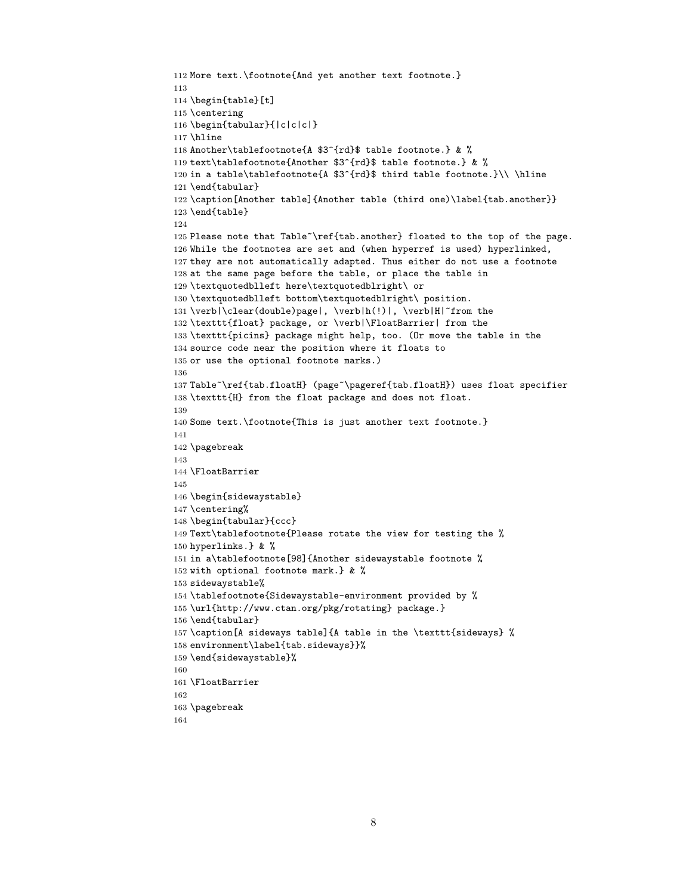```
112 More text.\footnote{And yet another text footnote.}
113
114 \begin{table}[t]
115 \centering
116 \begin{tabular}{|c|c|c|}
117 \hline
118 Another\tablefootnote{A $3^{rd}$ table footnote.} & %
119 text\tablefootnote{Another $3^{rd}$ table footnote.} & %
120 in a table\tablefootnote{A $3^{rd}$ third table footnote.}\\ \hline
121 \end{tabular}
122 \caption[Another table]{Another table (third one)\label{tab.another}}
123 \end{table}
124
125 Please note that Table~\ref{tab.another} floated to the top of the page.
126 While the footnotes are set and (when hyperref is used) hyperlinked,
127 they are not automatically adapted. Thus either do not use a footnote
128 at the same page before the table, or place the table in
129 \textquotedblleft here\textquotedblright\ or
130 \textquotedblleft bottom\textquotedblright\ position.
131 \verb|\clear(double)page|, \verb|h(!)|, \verb|H|~from the
132 \texttt{float} package, or \verb|\FloatBarrier| from the
133 \texttt{picins} package might help, too. (Or move the table in the
134 source code near the position where it floats to
135 or use the optional footnote marks.)
136
137 Table~\ref{tab.floatH} (page~\pageref{tab.floatH}) uses float specifier
138 \texttt{H} from the float package and does not float.
139
140 Some text.\footnote{This is just another text footnote.}
141
142 \pagebreak
143
144 \FloatBarrier
145
146 \begin{sidewaystable}
147 \centering%
148 \begin{tabular}{ccc}
149 Text\tablefootnote{Please rotate the view for testing the %
150 hyperlinks.} & %
151 in a\tablefootnote[98]{Another sidewaystable footnote %
152 with optional footnote mark.} & %
153 sidewaystable%
154 \tablefootnote{Sidewaystable-environment provided by %
155 \url{http://www.ctan.org/pkg/rotating} package.}
156 \end{tabular}
157 \caption[A sideways table]{A table in the \texttt{sideways} %
158 environment\label{tab.sideways}}%
159 \end{sidewaystable}%
160
161 \FloatBarrier
162
163 \pagebreak
164
```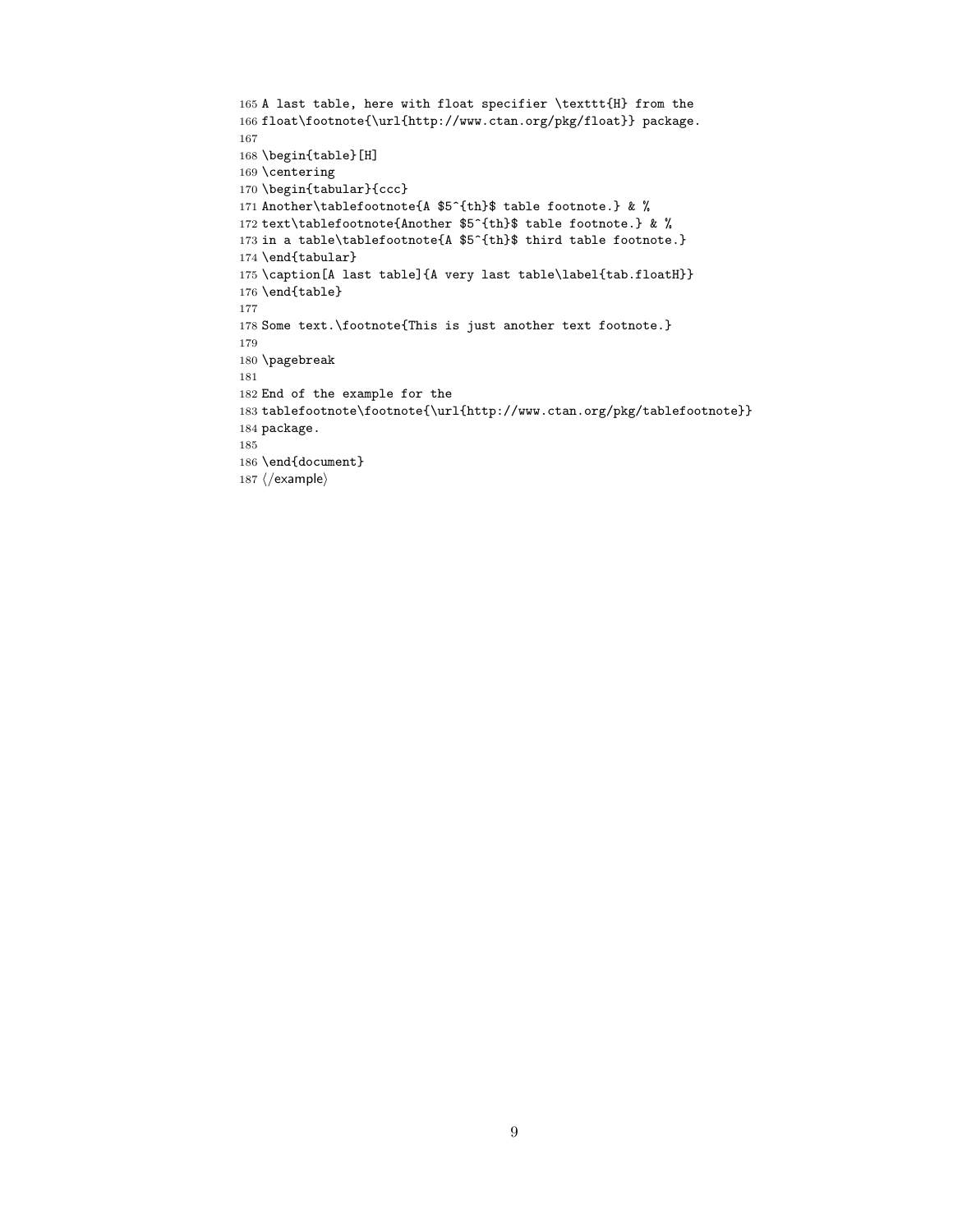```
165 A last table, here with float specifier \texttt{H} from the
166 float\footnote{\url{http://www.ctan.org/pkg/float}} package.
167
168 \begin{table}[H]
169 \centering
170 \begin{tabular}{ccc}
171 Another\tablefootnote{A $5^{th}$ table footnote.} & %
172 text\tablefootnote{Another $5^{th}$ table footnote.} & %
173 in a table\tablefootnote{A $5^{th}$ third table footnote.}
174 \end{tabular}
175 \caption[A last table]{A very last table\label{tab.floatH}}
176 \end{table}
177
178 Some text.\footnote{This is just another text footnote.}
179
180 \pagebreak
181
182 End of the example for the
183 tablefootnote\footnote{\url{http://www.ctan.org/pkg/tablefootnote}}
184 package.
185
186 \end{document}
187 </example>
```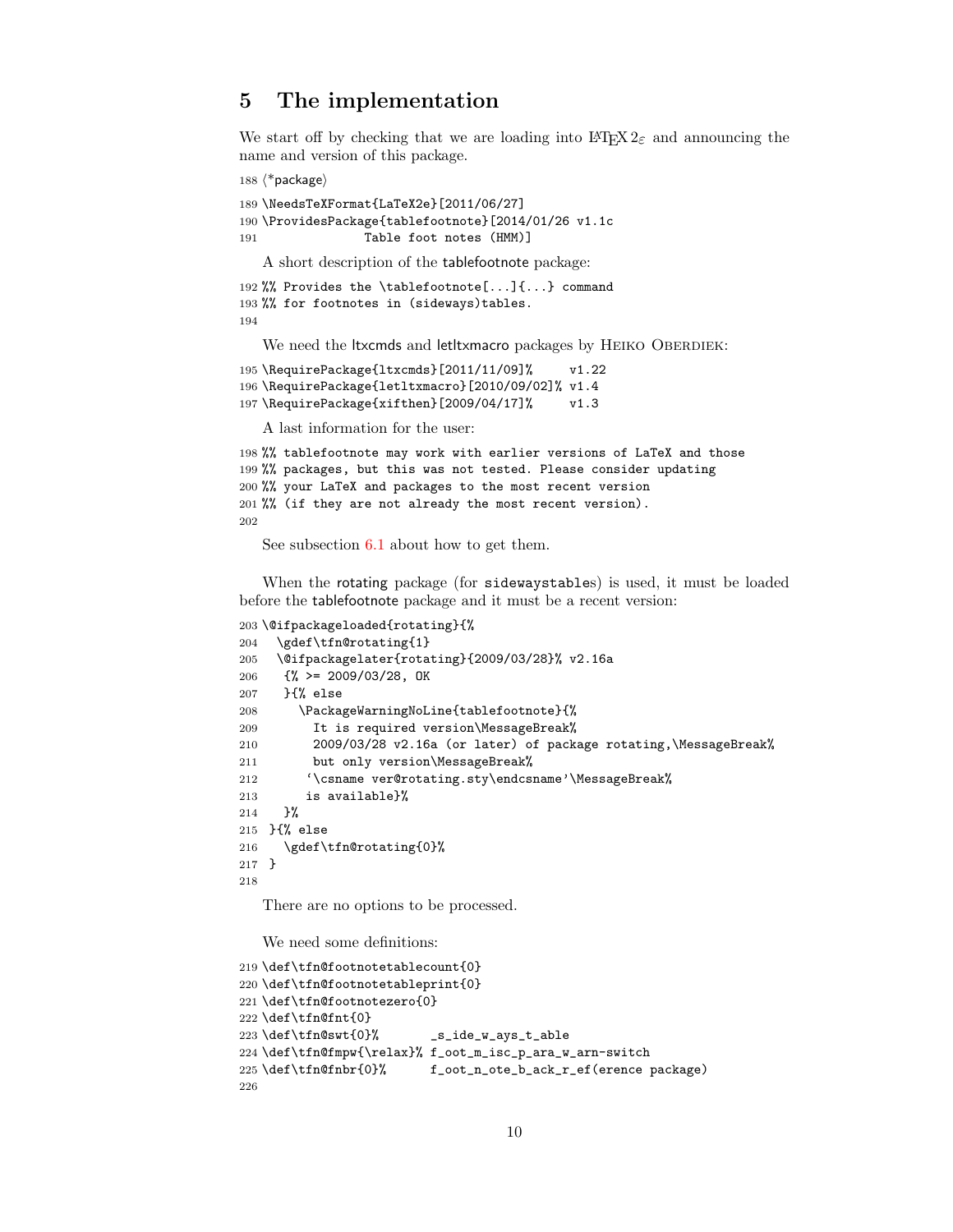# 5 The implementation

We start off by checking that we are loading into LaTeX $2_\varepsilon$ and announcing the name and version of this package.

```
188 ⟨*package⟩
189 \NeedsTeXFormat{LaTeX2e}[2011/06/27]
190 \ProvidesPackage{tablefootnote}[2014/01/26 v1.1c
191               Table foot notes (HMM)]
```

A short description of the tablefootnote package:

```
192 %% Provides the \tablefootnote[...]{...} command
193 %% for footnotes in (sideways)tables.
194
```

We need the ltxcmds and letltxmacro packages by Heiko Oberdiek:

```
195 \RequirePackage{ltxcmds}[2011/11/09]%     v1.22
196 \RequirePackage{letltxmacro}[2010/09/02]% v1.4
197 \RequirePackage{xifthen}[2009/04/17]%     v1.3
```

A last information for the user:

```
198 %% tablefootnote may work with earlier versions of LaTeX and those
199 %% packages, but this was not tested. Please consider updating
200 %% your LaTeX and packages to the most recent version
201 %% (if they are not already the most recent version).
202
```

See subsection 6.1 about how to get them.

When the rotating package (for sidewaystables) is used, it must be loaded before the tablefootnote package and it must be a recent version:

```
203 \@ifpackageloaded{rotating}{%
204   \gdef\tfn@rotating{1}
205   \@ifpackagelater{rotating}{2009/03/28}% v2.16a
206    {% >= 2009/03/28, OK
207    }{% else
208      \PackageWarningNoLine{tablefootnote}{%
209        It is required version\MessageBreak%
210        2009/03/28 v2.16a (or later) of package rotating,\MessageBreak%
211        but only version\MessageBreak%
212       `\csname ver@rotating.sty\endcsname'\MessageBreak%
213       is available}%
214    }%
215  }{% else
216    \gdef\tfn@rotating{0}%
217  }
218
```

There are no options to be processed.

We need some definitions:

```
219 \def\tfn@footnotetablecount{0}
220 \def\tfn@footnotetableprint{0}
221 \def\tfn@footnotezero{0}
222 \def\tfn@fnt{0}
223 \def\tfn@swt{0}%       _s_ide_w_ays_t_able
224 \def\tfn@fmpw{\relax}% f_oot_m_isc_p_ara_w_arn-switch
225 \def\tfn@fnbr{0}%      f_oot_n_ote_b_ack_r_ef(erence package)
226
```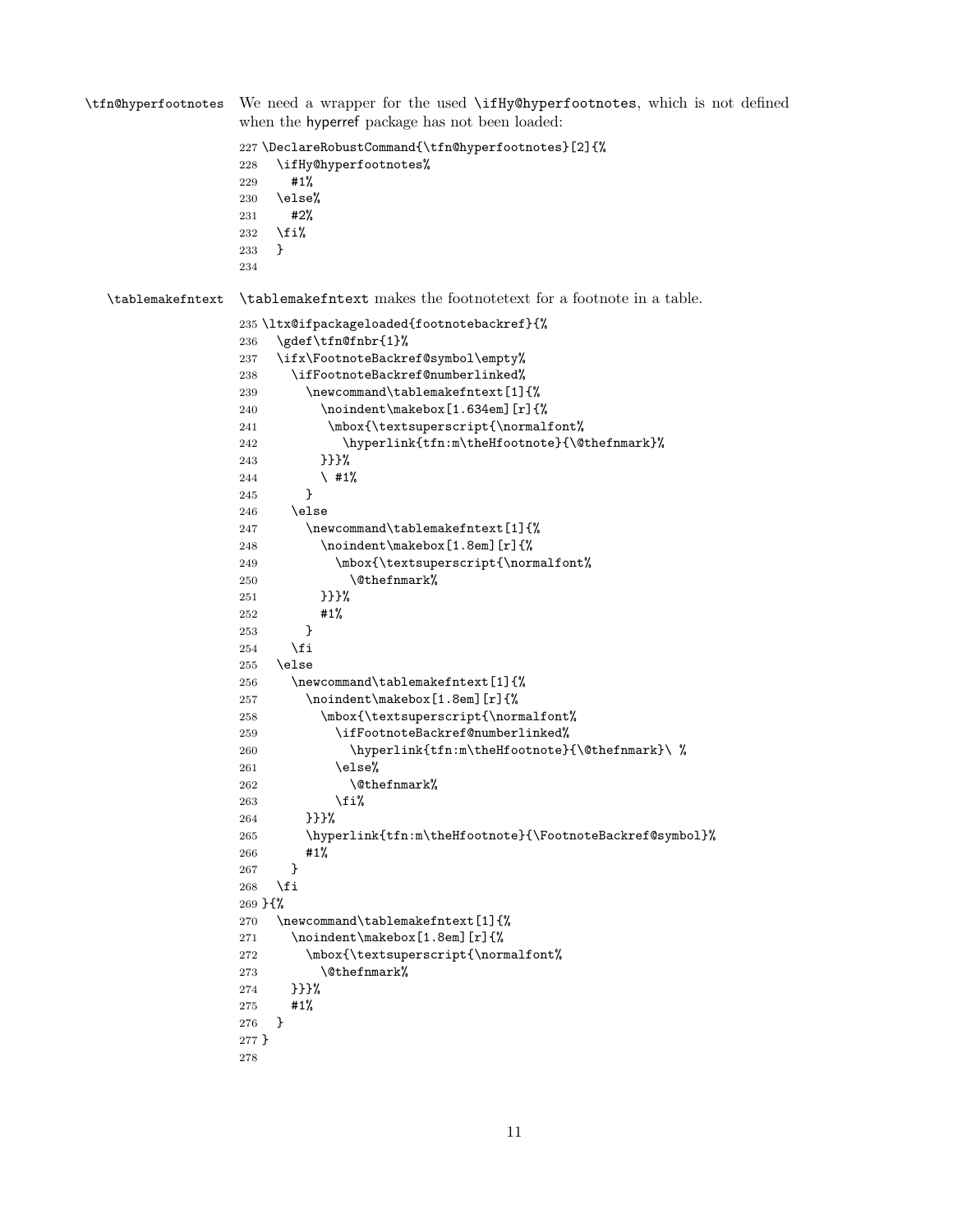**\tfn@hyperfootnotes** We need a wrapper for the used \ifHy@hyperfootnotes, which is not defined when the hyperref package has not been loaded:

```
227 \DeclareRobustCommand{\tfn@hyperfootnotes}[2]{%
228   \ifHy@hyperfootnotes%
229     #1%
230   \else%
231     #2%
232   \fi%
233   }
234
```

**\tablemakefntext** \tablemakefntext makes the footnotetext for a footnote in a table.

```
235 \ltx@ifpackageloaded{footnotebackref}{%
236   \gdef\tfn@fnbr{1}%
237   \ifx\FootnoteBackref@symbol\empty%
238     \ifFootnoteBackref@numberlinked%
239       \newcommand\tablemakefntext[1]{%
240         \noindent\makebox[1.634em][r]{%
241          \mbox{\textsuperscript{\normalfont%
242            \hyperlink{tfn:m\theHfootnote}{\@thefnmark}%
243         }}}%
244         \ #1%
245       }
246     \else
247       \newcommand\tablemakefntext[1]{%
248         \noindent\makebox[1.8em][r]{%
249           \mbox{\textsuperscript{\normalfont%
250             \@thefnmark%
251         }}}%
252         #1%
253       }
254     \fi
255   \else
256     \newcommand\tablemakefntext[1]{%
257       \noindent\makebox[1.8em][r]{%
258         \mbox{\textsuperscript{\normalfont%
259           \ifFootnoteBackref@numberlinked%
260             \hyperlink{tfn:m\theHfootnote}{\@thefnmark}\ %
261           \else%
262             \@thefnmark%
263           \fi%
264       }}}%
265       \hyperlink{tfn:m\theHfootnote}{\FootnoteBackref@symbol}%
266       #1%
267     }
268   \fi
269 }{%
270   \newcommand\tablemakefntext[1]{%
271     \noindent\makebox[1.8em][r]{%
272       \mbox{\textsuperscript{\normalfont%
273         \@thefnmark%
274     }}}%
275     #1%
276   }
277 }
278
```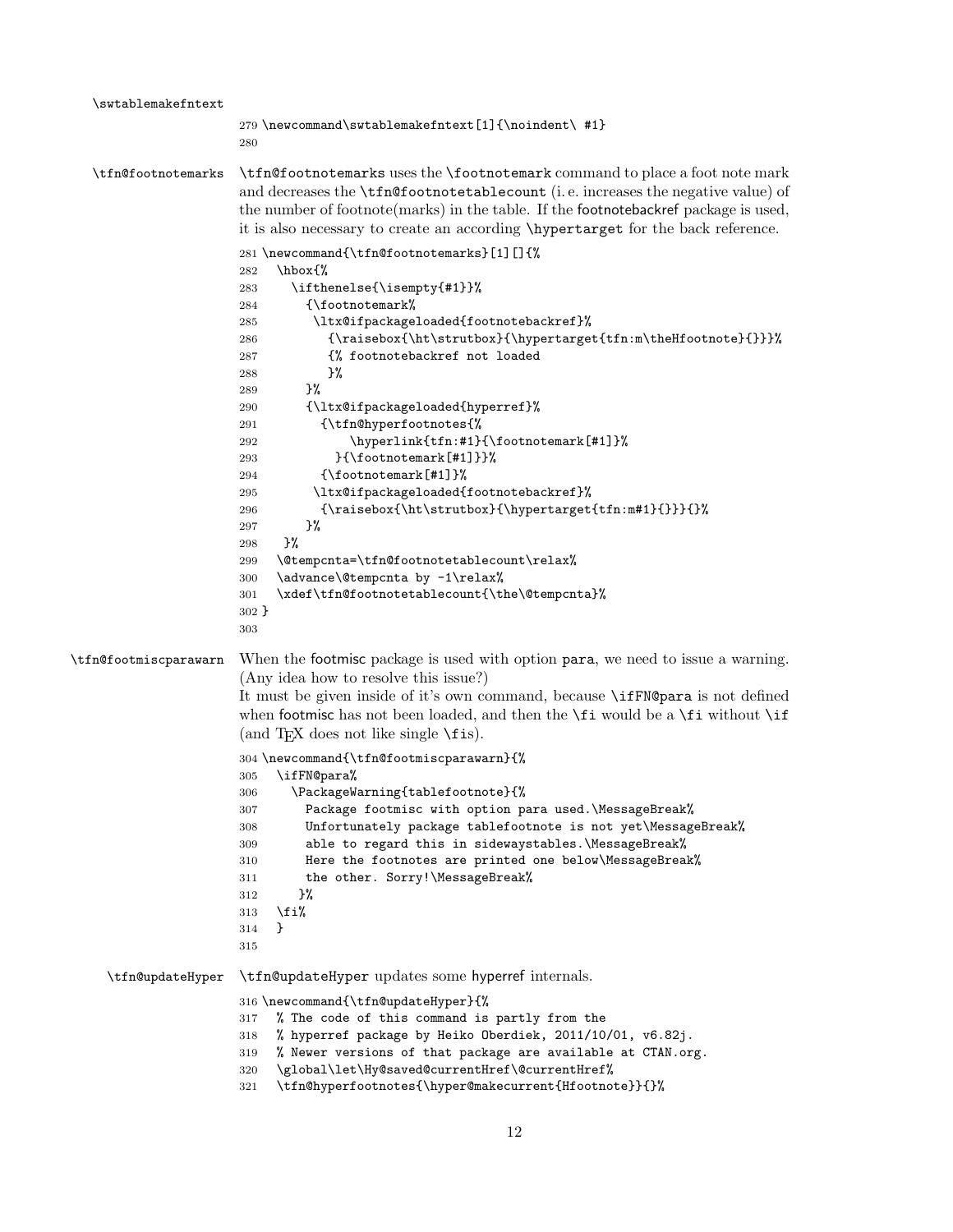\swtablemakefntext

```
279 \newcommand\swtablemakefntext[1]{\noindent\ #1}
280
```

\tfn@footnotemarks

\tfn@footnotemarks uses the \footnotemark command to place a foot note mark and decreases the \tfn@footnotetablecount (i. e. increases the negative value) of the number of footnote(marks) in the table. If the footnotebackref package is used, it is also necessary to create an according \hypertarget for the back reference.

```
281 \newcommand{\tfn@footnotemarks}[1][]{%
282   \hbox{%
283     \ifthenelse{\isempty{#1}}%
284       {\footnotemark%
285        \ltx@ifpackageloaded{footnotebackref}%
286          {\raisebox{\ht\strutbox}{\hypertarget{tfn:m\theHfootnote}{}}}%
287          {% footnotebackref not loaded
288          }%
289       }%
290       {\ltx@ifpackageloaded{hyperref}%
291         {\tfn@hyperfootnotes{%
292             \hyperlink{tfn:#1}{\footnotemark[#1]}%
293           }{\footnotemark[#1]}}%
294         {\footnotemark[#1]}%
295        \ltx@ifpackageloaded{footnotebackref}%
296         {\raisebox{\ht\strutbox}{\hypertarget{tfn:m#1}{}}}{}%
297       }%
298    }%
299   \@tempcnta=\tfn@footnotetablecount\relax%
300   \advance\@tempcnta by -1\relax%
301   \xdef\tfn@footnotetablecount{\the\@tempcnta}%
302 }
303
```

\tfn@footmiscparawarn

When the footmisc package is used with option para, we need to issue a warning. (Any idea how to resolve this issue?)
It must be given inside of it's own command, because \ifFN@para is not defined when footmisc has not been loaded, and then the \fi would be a \fi without \if (and TEX does not like single \fis).

```
304 \newcommand{\tfn@footmiscparawarn}{%
305   \ifFN@para%
306     \PackageWarning{tablefootnote}{%
307       Package footmisc with option para used.\MessageBreak%
308       Unfortunately package tablefootnote is not yet\MessageBreak%
309       able to regard this in sidewaystables.\MessageBreak%
310       Here the footnotes are printed one below\MessageBreak%
311       the other. Sorry!\MessageBreak%
312      }%
313   \fi%
314   }
315
```

\tfn@updateHyper

\tfn@updateHyper updates some hyperref internals.

```
316 \newcommand{\tfn@updateHyper}{%
317   % The code of this command is partly from the
318   % hyperref package by Heiko Oberdiek, 2011/10/01, v6.82j.
319   % Newer versions of that package are available at CTAN.org.
320   \global\let\Hy@saved@currentHref\@currentHref%
321   \tfn@hyperfootnotes{\hyper@makecurrent{Hfootnote}}{}%
```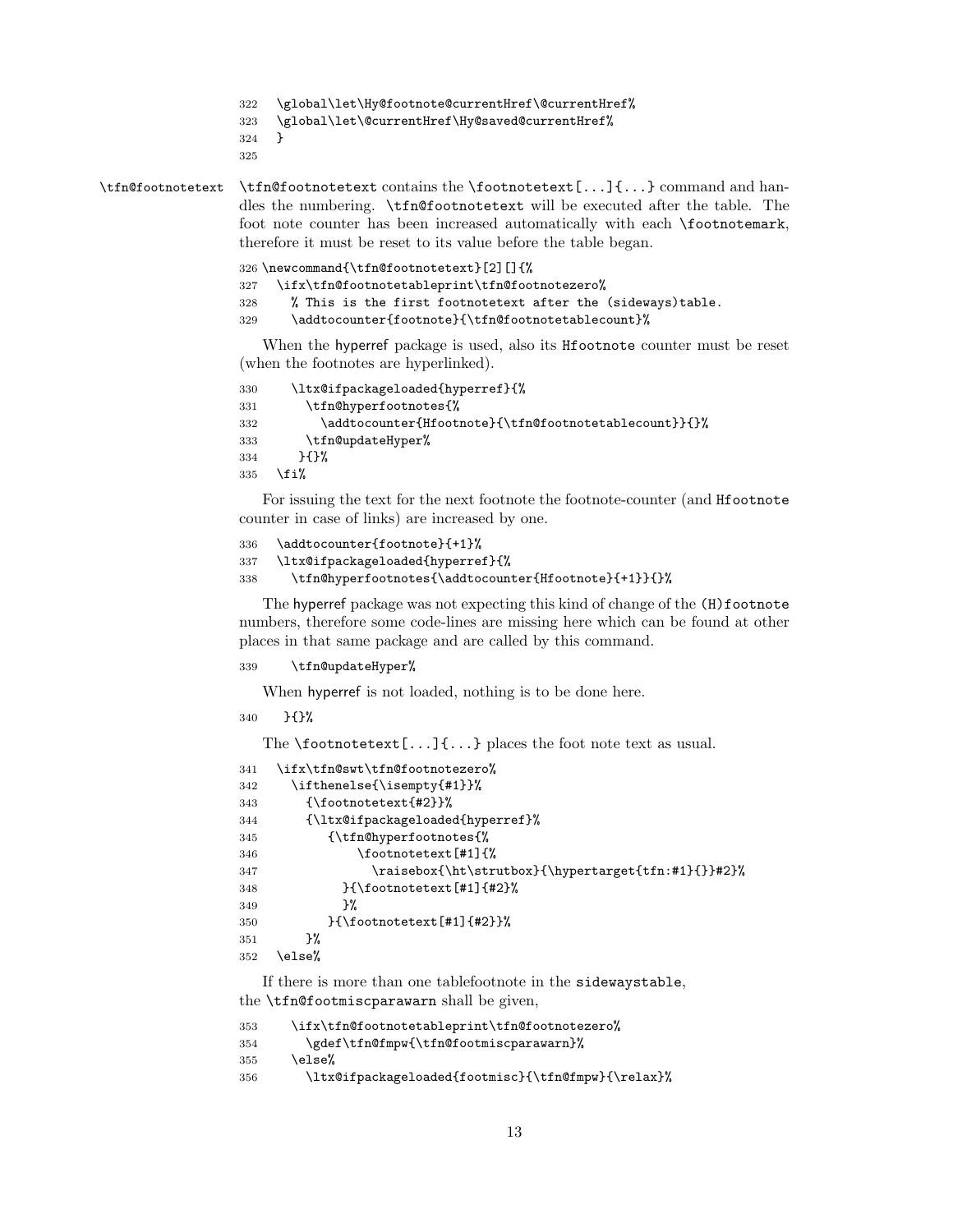```
322   \global\let\Hy@footnote@currentHref\@currentHref%
323   \global\let\@currentHref\Hy@saved@currentHref%
324   }
325
```

**\tfn@footnotetext** `\tfn@footnotetext` contains the `\footnotetext[...]{...}` command and handles the numbering. `\tfn@footnotetext` will be executed after the table. The foot note counter has been increased automatically with each `\footnotemark`, therefore it must be reset to its value before the table began.

```
326 \newcommand{\tfn@footnotetext}[2][]{%
327   \ifx\tfn@footnotetableprint\tfn@footnotezero%
328     % This is the first footnotetext after the (sideways)table.
329     \addtocounter{footnote}{\tfn@footnotetablecount}%
```

When the hyperref package is used, also its `Hfootnote` counter must be reset (when the footnotes are hyperlinked).

```
330     \ltx@ifpackageloaded{hyperref}{%
331       \tfn@hyperfootnotes{%
332         \addtocounter{Hfootnote}{\tfn@footnotetablecount}}{}%
333       \tfn@updateHyper%
334      }{}%
335   \fi%
```

For issuing the text for the next footnote the footnote-counter (and `Hfootnote` counter in case of links) are increased by one.

```
336   \addtocounter{footnote}{+1}%
337   \ltx@ifpackageloaded{hyperref}{%
338     \tfn@hyperfootnotes{\addtocounter{Hfootnote}{+1}}{}%
```

The hyperref package was not expecting this kind of change of the `(H)footnote` numbers, therefore some code-lines are missing here which can be found at other places in that same package and are called by this command.

```
339     \tfn@updateHyper%
```

When hyperref is not loaded, nothing is to be done here.

```
340    }{}%
```

The `\footnotetext[...]{...}` places the foot note text as usual.

```
341   \ifx\tfn@swt\tfn@footnotezero%
342     \ifthenelse{\isempty{#1}}%
343       {\footnotetext{#2}}%
344       {\ltx@ifpackageloaded{hyperref}%
345          {\tfn@hyperfootnotes{%
346              \footnotetext[#1]{%
347                \raisebox{\ht\strutbox}{\hypertarget{tfn:#1}{}}#2}%
348           }{\footnotetext[#1]{#2}%
349           }%
350         }{\footnotetext[#1]{#2}}%
351       }%
352   \else%
```

If there is more than one tablefootnote in the `sidewaystable`, the `\tfn@footmiscparawarn` shall be given,

```
353     \ifx\tfn@footnotetableprint\tfn@footnotezero%
354       \gdef\tfn@fmpw{\tfn@footmiscparawarn}%
355     \else%
356       \ltx@ifpackageloaded{footmisc}{\tfn@fmpw}{\relax}%
```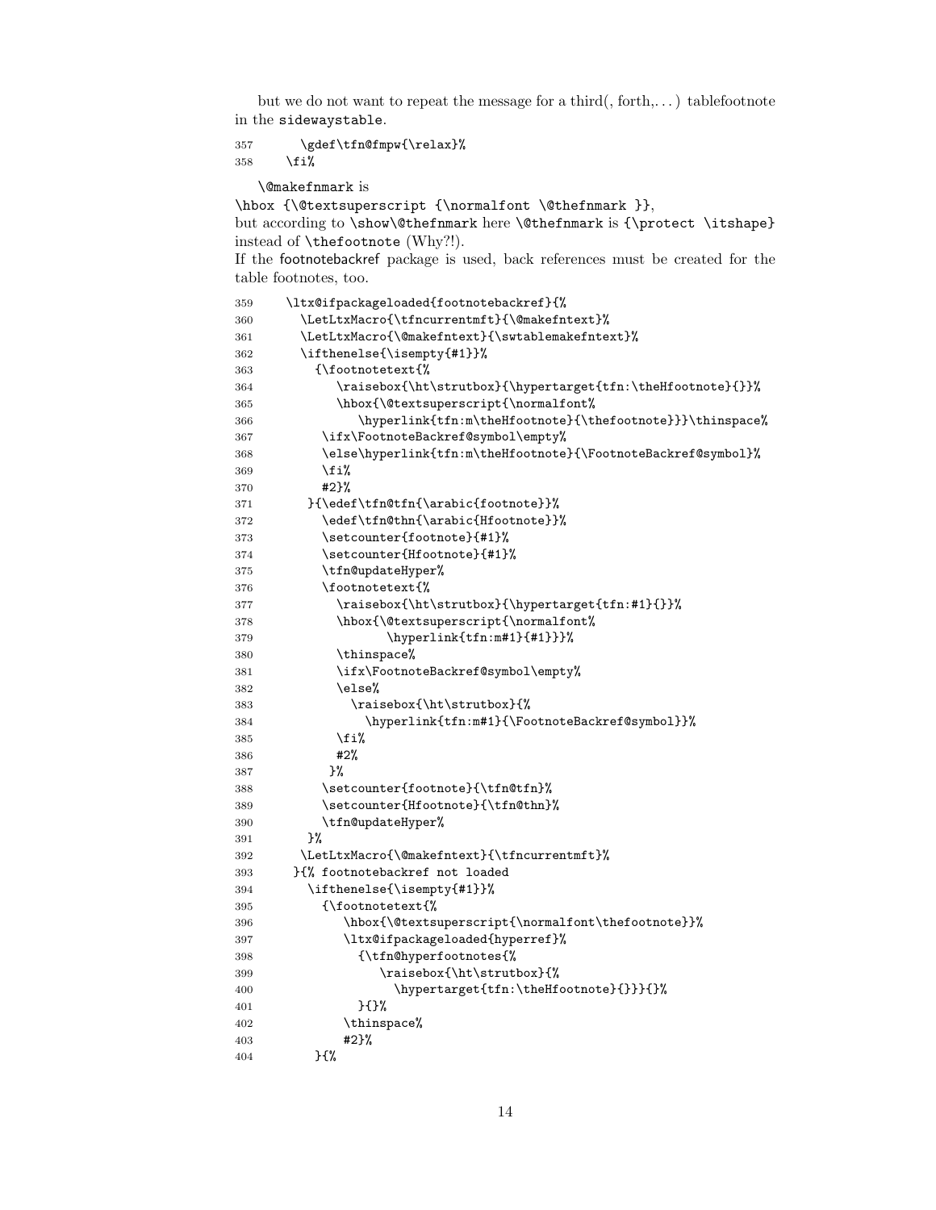but we do not want to repeat the message for a third(, forth,. . . ) tablefootnote in the sidewaystable.

```
357       \gdef\tfn@fmpw{\relax}%
358     \fi%
```

\@makefnmark is
\hbox {\@textsuperscript {\normalfont \@thefnmark }},
but according to \show\@thefnmark here \@thefnmark is {\protect \itshape} instead of \thefootnote (Why?!).
If the footnotebackref package is used, back references must be created for the table footnotes, too.

```
359     \ltx@ifpackageloaded{footnotebackref}{%
360       \LetLtxMacro{\tfncurrentmft}{\@makefntext}%
361       \LetLtxMacro{\@makefntext}{\swtablemakefntext}%
362       \ifthenelse{\isempty{#1}}%
363         {\footnotetext{%
364            \raisebox{\ht\strutbox}{\hypertarget{tfn:\theHfootnote}{}}%
365            \hbox{\@textsuperscript{\normalfont%
366                \hyperlink{tfn:m\theHfootnote}{\thefootnote}}}\thinspace%
367          \ifx\FootnoteBackref@symbol\empty%
368          \else\hyperlink{tfn:m\theHfootnote}{\FootnoteBackref@symbol}%
369          \fi%
370          #2}%
371        }{\edef\tfn@tfn{\arabic{footnote}}%
372          \edef\tfn@thn{\arabic{Hfootnote}}%
373          \setcounter{footnote}{#1}%
374          \setcounter{Hfootnote}{#1}%
375          \tfn@updateHyper%
376          \footnotetext{%
377            \raisebox{\ht\strutbox}{\hypertarget{tfn:#1}{}}%
378            \hbox{\@textsuperscript{\normalfont%
379                    \hyperlink{tfn:m#1}{#1}}}%
380            \thinspace%
381            \ifx\FootnoteBackref@symbol\empty%
382            \else%
383              \raisebox{\ht\strutbox}{%
384                \hyperlink{tfn:m#1}{\FootnoteBackref@symbol}}%
385            \fi%
386            #2%
387           }%
388          \setcounter{footnote}{\tfn@tfn}%
389          \setcounter{Hfootnote}{\tfn@thn}%
390          \tfn@updateHyper%
391        }%
392       \LetLtxMacro{\@makefntext}{\tfncurrentmft}%
393      }{% footnotebackref not loaded
394        \ifthenelse{\isempty{#1}}%
395          {\footnotetext{%
396             \hbox{\@textsuperscript{\normalfont\thefootnote}}%
397             \ltx@ifpackageloaded{hyperref}%
398               {\tfn@hyperfootnotes{%
399                   \raisebox{\ht\strutbox}{%
400                     \hypertarget{tfn:\theHfootnote}{}}}{}%
401               }{}%
402             \thinspace%
403             #2}%
404         }{%
```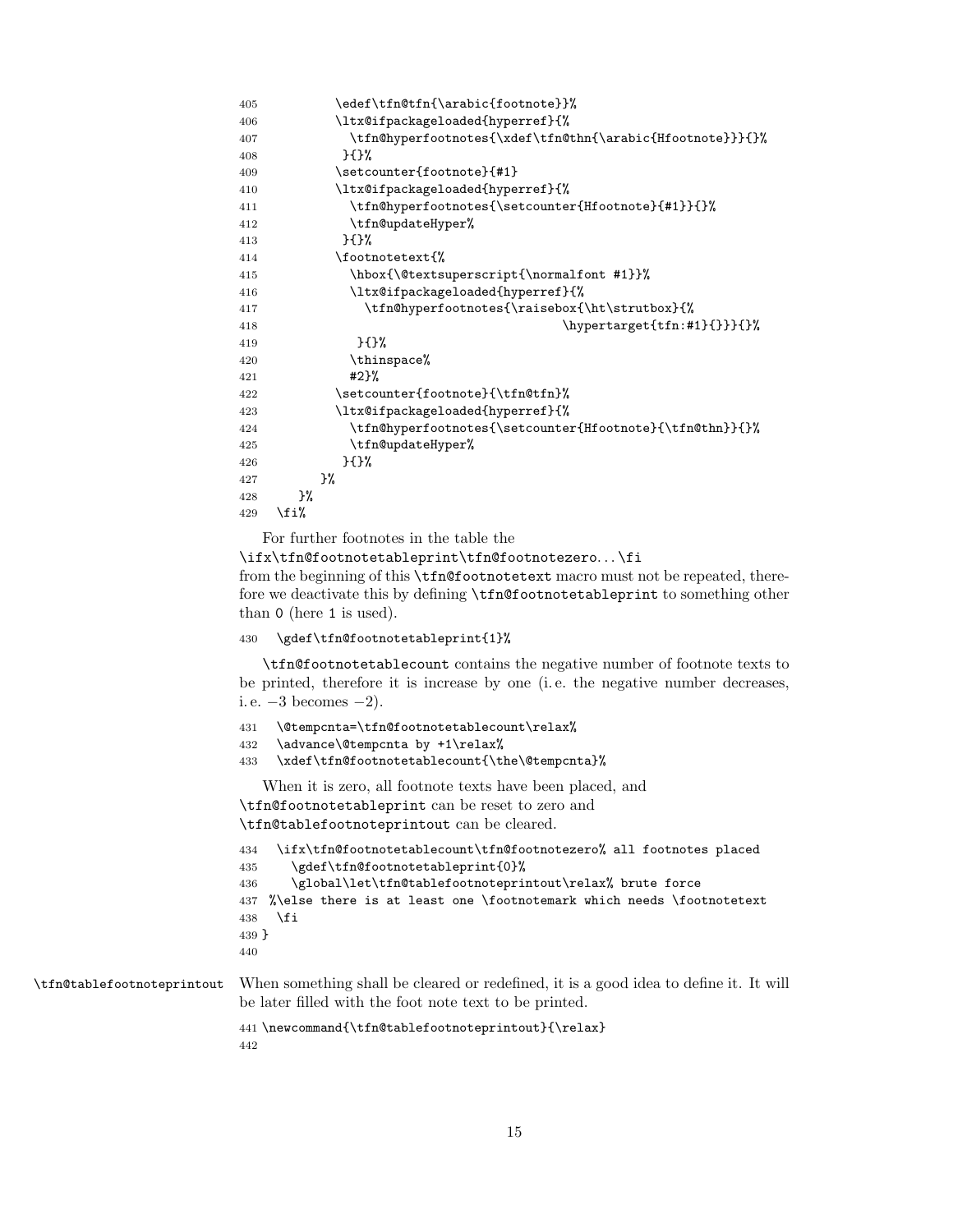```
405          \edef\tfn@tfn{\arabic{footnote}}%
406          \ltx@ifpackageloaded{hyperref}{%
407            \tfn@hyperfootnotes{\xdef\tfn@thn{\arabic{Hfootnote}}}{}%
408           }{}%
409          \setcounter{footnote}{#1}
410          \ltx@ifpackageloaded{hyperref}{%
411            \tfn@hyperfootnotes{\setcounter{Hfootnote}{#1}}{}%
412            \tfn@updateHyper%
413           }{}%
414          \footnotetext{%
415            \hbox{\@textsuperscript{\normalfont #1}}%
416            \ltx@ifpackageloaded{hyperref}{%
417              \tfn@hyperfootnotes{\raisebox{\ht\strutbox}{%
418                                   \hypertarget{tfn:#1}{}}}{}%
419             }{}%
420            \thinspace%
421            #2}%
422          \setcounter{footnote}{\tfn@tfn}%
423          \ltx@ifpackageloaded{hyperref}{%
424            \tfn@hyperfootnotes{\setcounter{Hfootnote}{\tfn@thn}}{}%
425            \tfn@updateHyper%
426           }{}%
427        }%
428      }%
429    \fi%
```

For further footnotes in the table the
`\ifx\tfn@footnotetableprint\tfn@footnotezero...\fi`
from the beginning of this `\tfn@footnotetext` macro must not be repeated, therefore we deactivate this by defining `\tfn@footnotetableprint` to something other than `0` (here `1` is used).

```
430   \gdef\tfn@footnotetableprint{1}%
```

`\tfn@footnotetablecount` contains the negative number of footnote texts to be printed, therefore it is increase by one (i. e. the negative number decreases, i. e. $-3$ becomes $-2$).

```
431   \@tempcnta=\tfn@footnotetablecount\relax%
432   \advance\@tempcnta by +1\relax%
433   \xdef\tfn@footnotetablecount{\the\@tempcnta}%
```

When it is zero, all footnote texts have been placed, and
`\tfn@footnotetableprint` can be reset to zero and
`\tfn@tablefootnoteprintout` can be cleared.

```
434   \ifx\tfn@footnotetablecount\tfn@footnotezero% all footnotes placed
435     \gdef\tfn@footnotetableprint{0}%
436     \global\let\tfn@tablefootnoteprintout\relax% brute force
437 %\else there is at least one \footnotemark which needs \footnotetext
438   \fi
439 }
440
```

`\tfn@tablefootnoteprintout` When something shall be cleared or redefined, it is a good idea to define it. It will be later filled with the foot note text to be printed.

```
441 \newcommand{\tfn@tablefootnoteprintout}{\relax}
442
```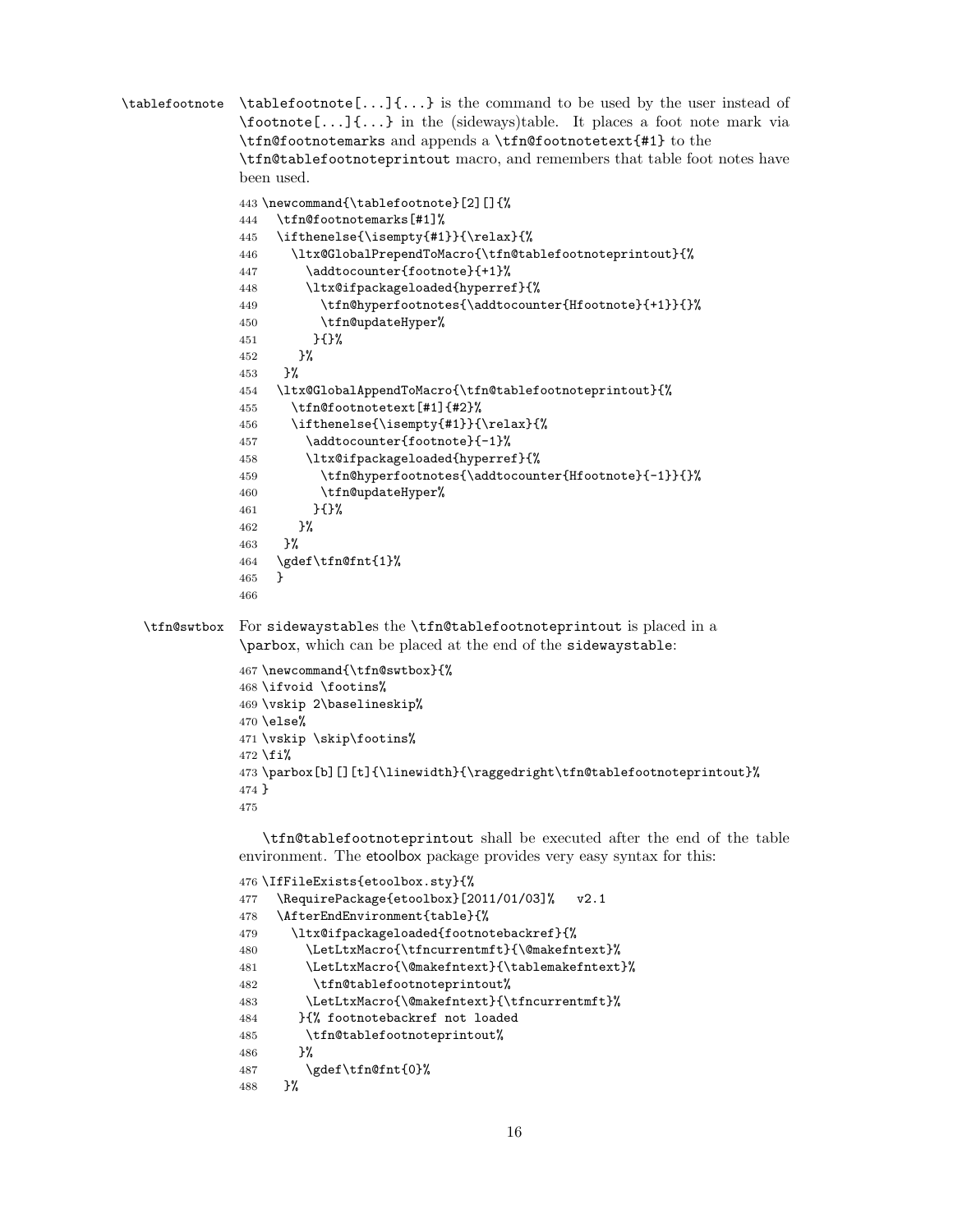`\tablefootnote` `\tablefootnote[...]{...}` is the command to be used by the user instead of `\footnote[...]{...}` in the (sideways)table. It places a foot note mark via `\tfn@footnotemarks` and appends a `\tfn@footnotetext{#1}` to the `\tfn@tablefootnoteprintout` macro, and remembers that table foot notes have been used.

```
443 \newcommand{\tablefootnote}[2][]{%
444   \tfn@footnotemarks[#1]%
445   \ifthenelse{\isempty{#1}}{\relax}{%
446     \ltx@GlobalPrependToMacro{\tfn@tablefootnoteprintout}{%
447       \addtocounter{footnote}{+1}%
448       \ltx@ifpackageloaded{hyperref}{%
449         \tfn@hyperfootnotes{\addtocounter{Hfootnote}{+1}}{}%
450         \tfn@updateHyper%
451        }{}%
452     }%
453   }%
454   \ltx@GlobalAppendToMacro{\tfn@tablefootnoteprintout}{%
455     \tfn@footnotetext[#1]{#2}%
456     \ifthenelse{\isempty{#1}}{\relax}{%
457       \addtocounter{footnote}{-1}%
458       \ltx@ifpackageloaded{hyperref}{%
459         \tfn@hyperfootnotes{\addtocounter{Hfootnote}{-1}}{}%
460         \tfn@updateHyper%
461        }{}%
462     }%
463   }%
464   \gdef\tfn@fnt{1}%
465   }
466
```

`\tfn@swtbox` For sidewaystables the `\tfn@tablefootnoteprintout` is placed in a `\parbox`, which can be placed at the end of the sidewaystable:

```
467 \newcommand{\tfn@swtbox}{%
468 \ifvoid \footins%
469 \vskip 2\baselineskip%
470 \else%
471 \vskip \skip\footins%
472 \fi%
473 \parbox[b][][t]{\linewidth}{\raggedright\tfn@tablefootnoteprintout}%
474 }
475
```

`\tfn@tablefootnoteprintout` shall be executed after the end of the table environment. The etoolbox package provides very easy syntax for this:

```
476 \IfFileExists{etoolbox.sty}{%
477   \RequirePackage{etoolbox}[2011/01/03]%   v2.1
478   \AfterEndEnvironment{table}{%
479     \ltx@ifpackageloaded{footnotebackref}{%
480       \LetLtxMacro{\tfncurrentmft}{\@makefntext}%
481       \LetLtxMacro{\@makefntext}{\tablemakefntext}%
482        \tfn@tablefootnoteprintout%
483       \LetLtxMacro{\@makefntext}{\tfncurrentmft}%
484      }{% footnotebackref not loaded
485       \tfn@tablefootnoteprintout%
486      }%
487       \gdef\tfn@fnt{0}%
488    }%
```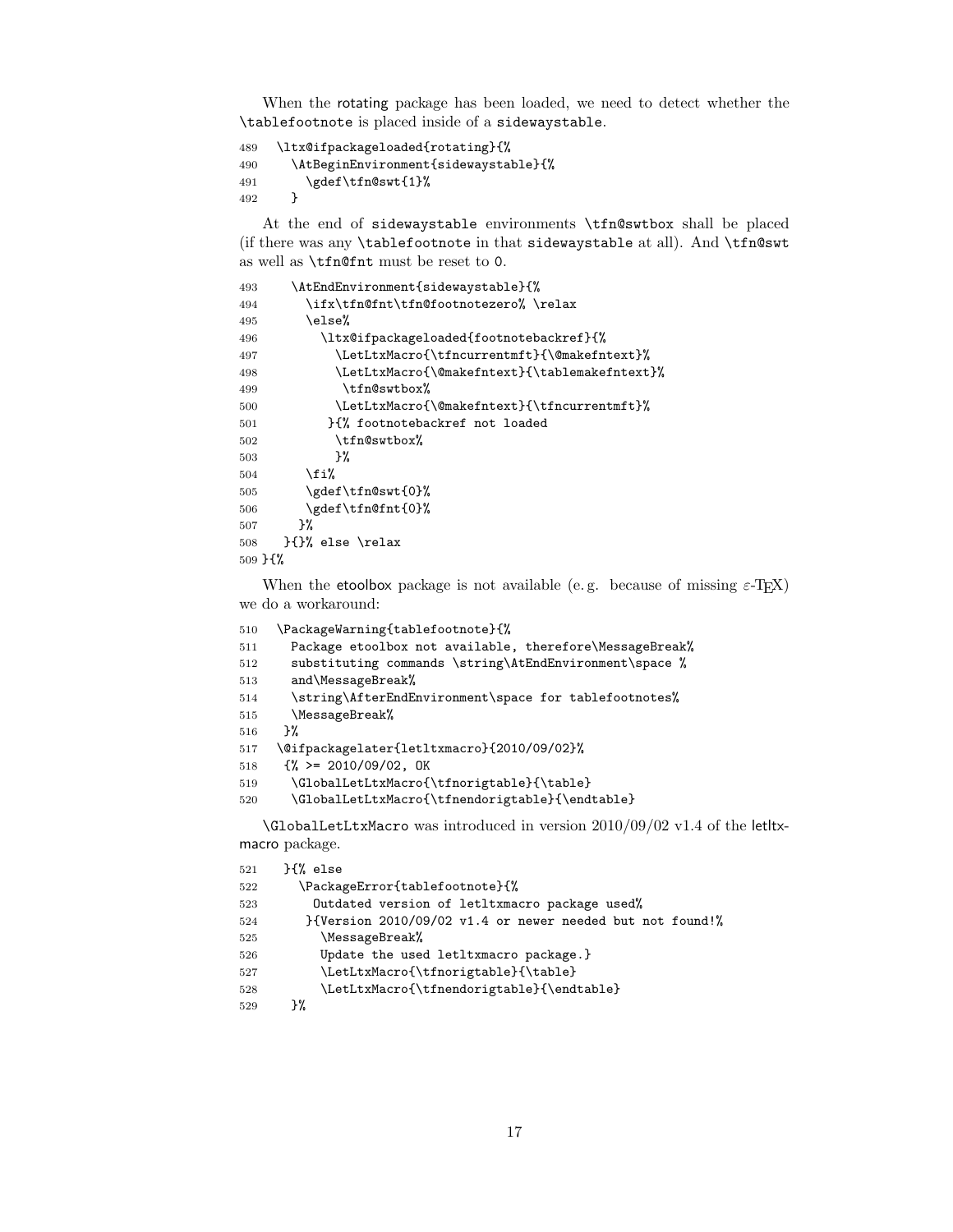When the rotating package has been loaded, we need to detect whether the `\tablefootnote` is placed inside of a `sidewaystable`.

```
489   \ltx@ifpackageloaded{rotating}{%
490     \AtBeginEnvironment{sidewaystable}{%
491       \gdef\tfn@swt{1}%
492     }
```

At the end of `sidewaystable` environments `\tfn@swtbox` shall be placed (if there was any `\tablefootnote` in that `sidewaystable` at all). And `\tfn@swt` as well as `\tfn@fnt` must be reset to `0`.

```
493     \AtEndEnvironment{sidewaystable}{%
494       \ifx\tfn@fnt\tfn@footnotezero% \relax
495       \else%
496         \ltx@ifpackageloaded{footnotebackref}{%
497           \LetLtxMacro{\tfncurrentmft}{\@makefntext}%
498           \LetLtxMacro{\@makefntext}{\tablemakefntext}%
499            \tfn@swtbox%
500           \LetLtxMacro{\@makefntext}{\tfncurrentmft}%
501          }{% footnotebackref not loaded
502           \tfn@swtbox%
503           }%
504       \fi%
505       \gdef\tfn@swt{0}%
506       \gdef\tfn@fnt{0}%
507      }%
508    }{}% else \relax
509 }{%
```

When the etoolbox package is not available (e. g. because of missing ε-TEX) we do a workaround:

```
510   \PackageWarning{tablefootnote}{%
511     Package etoolbox not available, therefore\MessageBreak%
512     substituting commands \string\AtEndEnvironment\space %
513     and\MessageBreak%
514     \string\AfterEndEnvironment\space for tablefootnotes%
515     \MessageBreak%
516    }%
517   \@ifpackagelater{letltxmacro}{2010/09/02}%
518    {% >= 2010/09/02, OK
519     \GlobalLetLtxMacro{\tfnorigtable}{\table}
520     \GlobalLetLtxMacro{\tfnendorigtable}{\endtable}
```

`\GlobalLetLtxMacro` was introduced in version 2010/09/02 v1.4 of the letltxmacro package.

```
521    }{% else
522      \PackageError{tablefootnote}{%
523        Outdated version of letltxmacro package used%
524       }{Version 2010/09/02 v1.4 or newer needed but not found!%
525         \MessageBreak%
526         Update the used letltxmacro package.}
527         \LetLtxMacro{\tfnorigtable}{\table}
528         \LetLtxMacro{\tfnendorigtable}{\endtable}
529     }%
```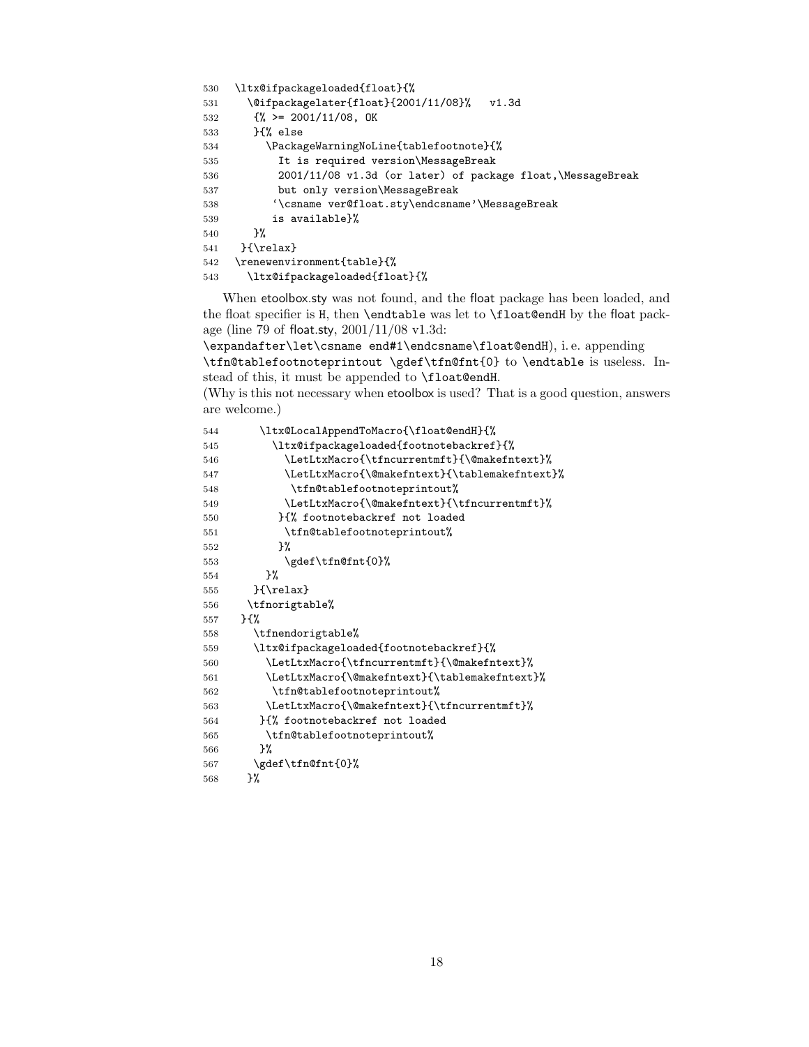```
530 \ltx@ifpackageloaded{float}{%
531   \@ifpackagelater{float}{2001/11/08}%   v1.3d
532    {% >= 2001/11/08, OK
533    }{% else
534      \PackageWarningNoLine{tablefootnote}{%
535        It is required version\MessageBreak
536        2001/11/08 v1.3d (or later) of package float,\MessageBreak
537        but only version\MessageBreak
538       `\csname ver@float.sty\endcsname'\MessageBreak
539       is available}%
540    }%
541  }{\relax}
542 \renewenvironment{table}{%
543   \ltx@ifpackageloaded{float}{%
```

When etoolbox.sty was not found, and the float package has been loaded, and the float specifier is H, then `\endtable` was let to `\float@endH` by the float package (line 79 of float.sty, 2001/11/08 v1.3d:
`\expandafter\let\csname end#1\endcsname\float@endH`), i. e. appending `\tfn@tablefootnoteprintout \gdef\tfn@fnt{0}` to `\endtable` is useless. Instead of this, it must be appended to `\float@endH`.
(Why is this not necessary when etoolbox is used? That is a good question, answers are welcome.)

```
544     \ltx@LocalAppendToMacro{\float@endH}{%
545       \ltx@ifpackageloaded{footnotebackref}{%
546         \LetLtxMacro{\tfncurrentmft}{\@makefntext}%
547         \LetLtxMacro{\@makefntext}{\tablemakefntext}%
548          \tfn@tablefootnoteprintout%
549         \LetLtxMacro{\@makefntext}{\tfncurrentmft}%
550        }{% footnotebackref not loaded
551         \tfn@tablefootnoteprintout%
552        }%
553         \gdef\tfn@fnt{0}%
554      }%
555    }{\relax}
556   \tfnorigtable%
557  }{%
558    \tfnendorigtable%
559    \ltx@ifpackageloaded{footnotebackref}{%
560      \LetLtxMacro{\tfncurrentmft}{\@makefntext}%
561      \LetLtxMacro{\@makefntext}{\tablemakefntext}%
562       \tfn@tablefootnoteprintout%
563      \LetLtxMacro{\@makefntext}{\tfncurrentmft}%
564     }{% footnotebackref not loaded
565      \tfn@tablefootnoteprintout%
566     }%
567    \gdef\tfn@fnt{0}%
568   }%
```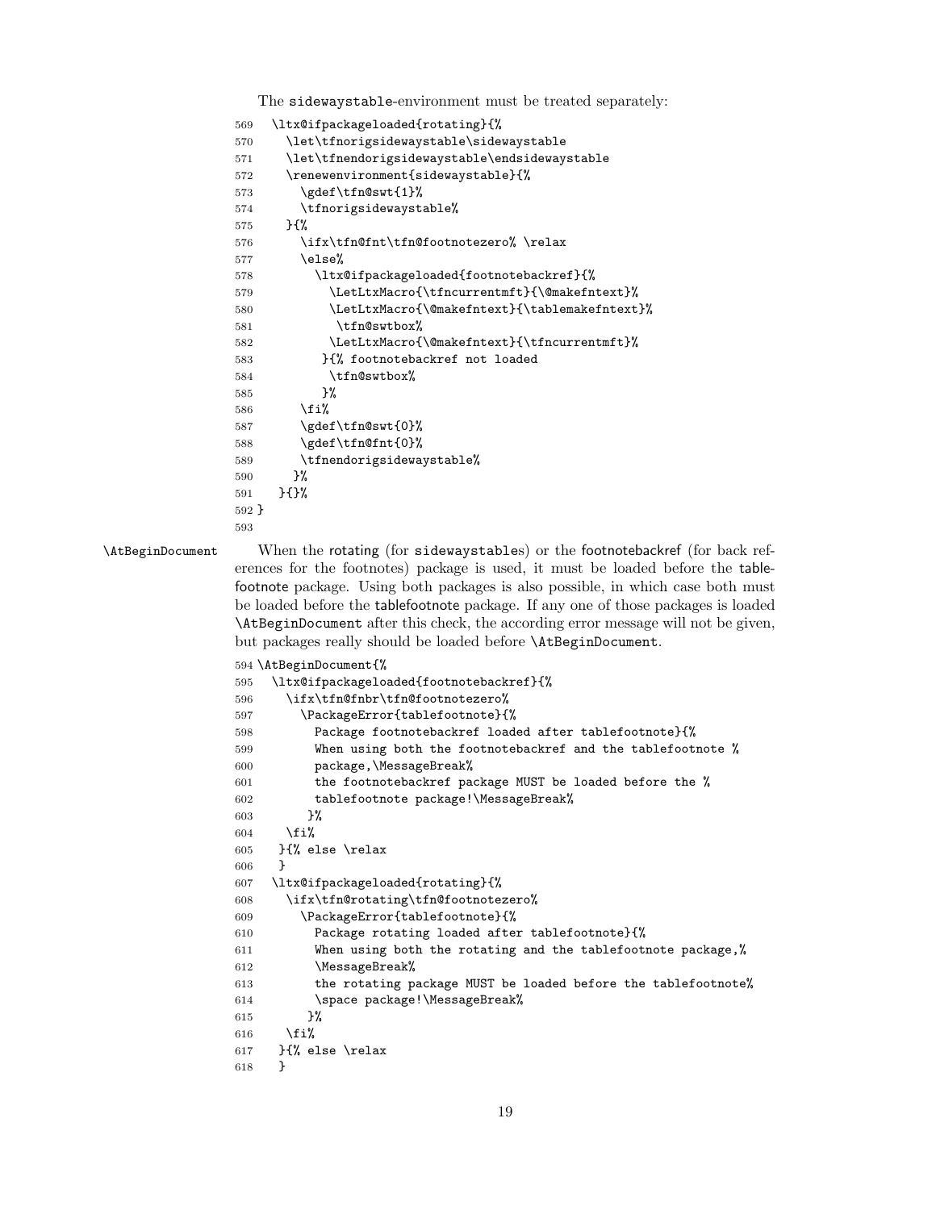The sidewaystable-environment must be treated separately:

```
569   \ltx@ifpackageloaded{rotating}{%
570     \let\tfnorigsidewaystable\sidewaystable
571     \let\tfnendorigsidewaystable\endsidewaystable
572     \renewenvironment{sidewaystable}{%
573       \gdef\tfn@swt{1}%
574       \tfnorigsidewaystable%
575     }{%
576       \ifx\tfn@fnt\tfn@footnotezero% \relax
577       \else%
578         \ltx@ifpackageloaded{footnotebackref}{%
579           \LetLtxMacro{\tfncurrentmft}{\@makefntext}%
580           \LetLtxMacro{\@makefntext}{\tablemakefntext}%
581            \tfn@swtbox%
582           \LetLtxMacro{\@makefntext}{\tfncurrentmft}%
583          }{% footnotebackref not loaded
584           \tfn@swtbox%
585          }%
586       \fi%
587       \gdef\tfn@swt{0}%
588       \gdef\tfn@fnt{0}%
589       \tfnendorigsidewaystable%
590      }%
591    }{}%
592 }
593
```

\AtBeginDocument

When the rotating (for sidewaystables) or the footnotebackref (for back references for the footnotes) package is used, it must be loaded before the tablefootnote package. Using both packages is also possible, in which case both must be loaded before the tablefootnote package. If any one of those packages is loaded \AtBeginDocument after this check, the according error message will not be given, but packages really should be loaded before \AtBeginDocument.

```
594 \AtBeginDocument{%
595   \ltx@ifpackageloaded{footnotebackref}{%
596     \ifx\tfn@fnbr\tfn@footnotezero%
597       \PackageError{tablefootnote}{%
598         Package footnotebackref loaded after tablefootnote}{%
599         When using both the footnotebackref and the tablefootnote %
600         package,\MessageBreak%
601         the footnotebackref package MUST be loaded before the %
602         tablefootnote package!\MessageBreak%
603        }%
604     \fi%
605    }{% else \relax
606    }
607   \ltx@ifpackageloaded{rotating}{%
608     \ifx\tfn@rotating\tfn@footnotezero%
609       \PackageError{tablefootnote}{%
610         Package rotating loaded after tablefootnote}{%
611         When using both the rotating and the tablefootnote package,%
612         \MessageBreak%
613         the rotating package MUST be loaded before the tablefootnote%
614         \space package!\MessageBreak%
615        }%
616     \fi%
617    }{% else \relax
618    }
```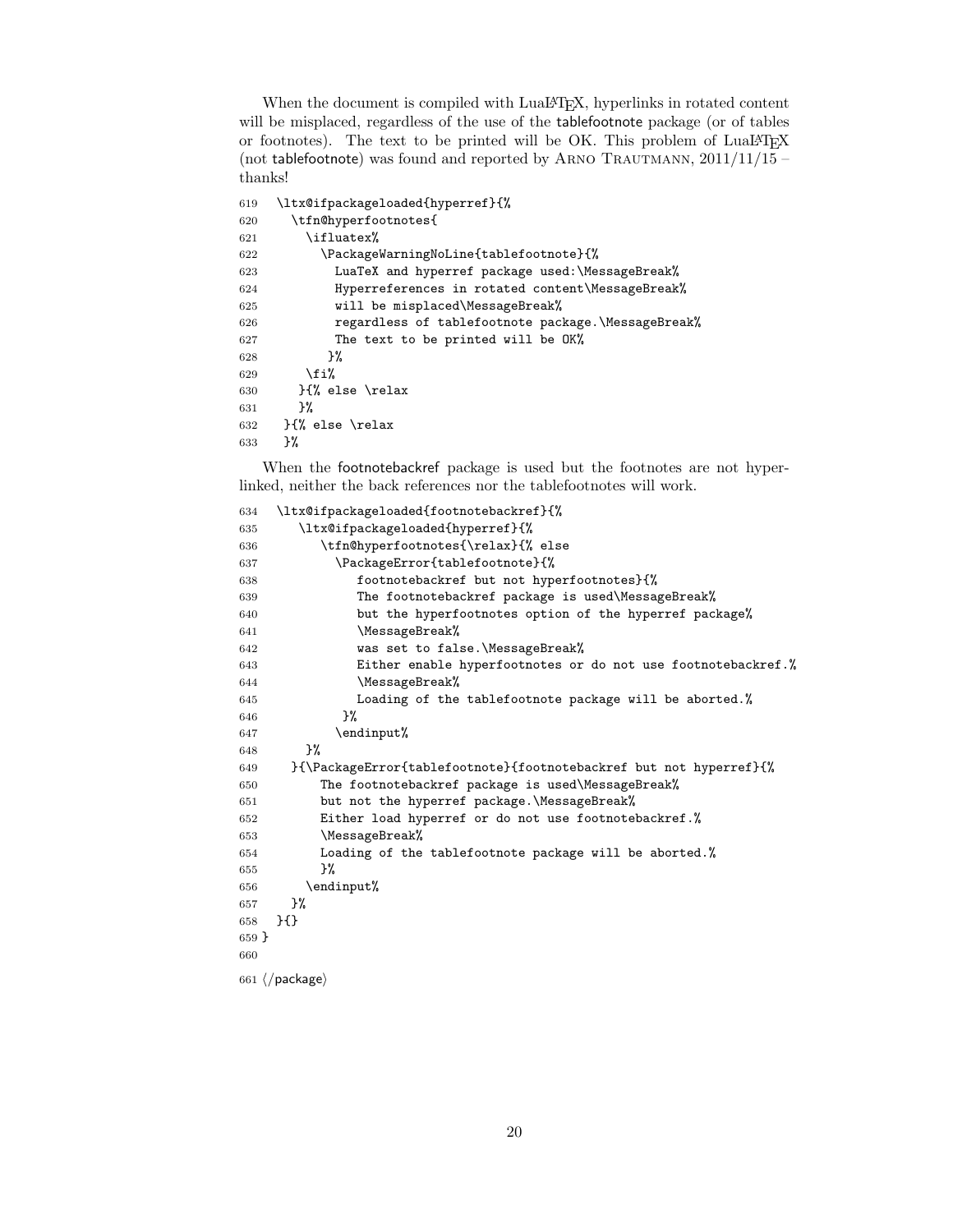When the document is compiled with LuaLaTeX, hyperlinks in rotated content will be misplaced, regardless of the use of the tablefootnote package (or of tables or footnotes). The text to be printed will be OK. This problem of LuaLaTeX (not tablefootnote) was found and reported by Arno Trautmann, 2011/11/15 – thanks!

```
619   \ltx@ifpackageloaded{hyperref}{%
620     \tfn@hyperfootnotes{
621       \ifluatex%
622         \PackageWarningNoLine{tablefootnote}{%
623           LuaTeX and hyperref package used:\MessageBreak%
624           Hyperreferences in rotated content\MessageBreak%
625           will be misplaced\MessageBreak%
626           regardless of tablefootnote package.\MessageBreak%
627           The text to be printed will be OK%
628          }%
629       \fi%
630      }{% else \relax
631      }%
632   }{% else \relax
633   }%
```

When the footnotebackref package is used but the footnotes are not hyperlinked, neither the back references nor the tablefootnotes will work.

```
634   \ltx@ifpackageloaded{footnotebackref}{%
635      \ltx@ifpackageloaded{hyperref}{%
636         \tfn@hyperfootnotes{\relax}{% else
637           \PackageError{tablefootnote}{%
638              footnotebackref but not hyperfootnotes}{%
639              The footnotebackref package is used\MessageBreak%
640              but the hyperfootnotes option of the hyperref package%
641              \MessageBreak%
642              was set to false.\MessageBreak%
643              Either enable hyperfootnotes or do not use footnotebackref.%
644              \MessageBreak%
645              Loading of the tablefootnote package will be aborted.%
646            }%
647           \endinput%
648       }%
649     }{\PackageError{tablefootnote}{footnotebackref but not hyperref}{%
650         The footnotebackref package is used\MessageBreak%
651         but not the hyperref package.\MessageBreak%
652         Either load hyperref or do not use footnotebackref.%
653         \MessageBreak%
654         Loading of the tablefootnote package will be aborted.%
655         }%
656       \endinput%
657     }%
658   }{}
659 }
660
661 ⟨/package⟩
```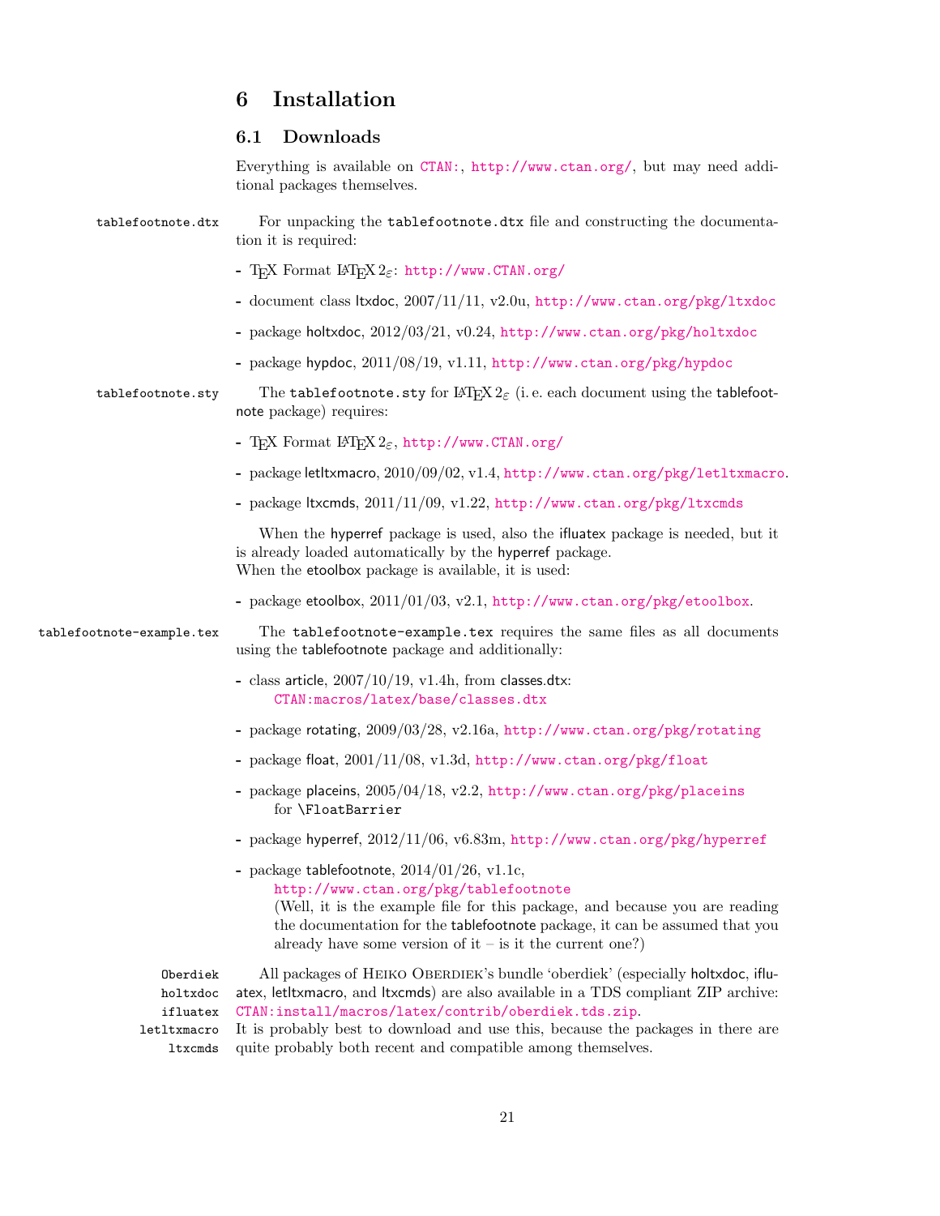# 6 Installation

## 6.1 Downloads

Everything is available on CTAN:, http://www.ctan.org/, but may need additional packages themselves.

tablefootnote.dtx

For unpacking the tablefootnote.dtx file and constructing the documentation it is required:

- TEX Format LATEX 2ε: http://www.CTAN.org/
- document class ltxdoc, 2007/11/11, v2.0u, http://www.ctan.org/pkg/ltxdoc
- package holtxdoc, 2012/03/21, v0.24, http://www.ctan.org/pkg/holtxdoc
- package hypdoc, 2011/08/19, v1.11, http://www.ctan.org/pkg/hypdoc

tablefootnote.sty

The tablefootnote.sty for LATEX 2ε (i. e. each document using the tablefootnote package) requires:

- TEX Format LATEX 2ε, http://www.CTAN.org/
- package letltxmacro, 2010/09/02, v1.4, http://www.ctan.org/pkg/letltxmacro.
- package ltxcmds, 2011/11/09, v1.22, http://www.ctan.org/pkg/ltxcmds

When the hyperref package is used, also the ifluatex package is needed, but it is already loaded automatically by the hyperref package.
When the etoolbox package is available, it is used:

- package etoolbox, 2011/01/03, v2.1, http://www.ctan.org/pkg/etoolbox.

tablefootnote-example.tex

The tablefootnote-example.tex requires the same files as all documents using the tablefootnote package and additionally:

- class article, 2007/10/19, v1.4h, from classes.dtx:
  CTAN:macros/latex/base/classes.dtx
- package rotating, 2009/03/28, v2.16a, http://www.ctan.org/pkg/rotating
- package float, 2001/11/08, v1.3d, http://www.ctan.org/pkg/float
- package placeins, 2005/04/18, v2.2, http://www.ctan.org/pkg/placeins
  for \FloatBarrier
- package hyperref, 2012/11/06, v6.83m, http://www.ctan.org/pkg/hyperref
- package tablefootnote, 2014/01/26, v1.1c,
  http://www.ctan.org/pkg/tablefootnote
  (Well, it is the example file for this package, and because you are reading the documentation for the tablefootnote package, it can be assumed that you already have some version of it – is it the current one?)

Oberdiek
holtxdoc
ifluatex
letltxmacro
ltxcmds

All packages of Heiko Oberdiek's bundle 'oberdiek' (especially holtxdoc, ifluatex, letltxmacro, and ltxcmds) are also available in a TDS compliant ZIP archive: CTAN:install/macros/latex/contrib/oberdiek.tds.zip.
It is probably best to download and use this, because the packages in there are quite probably both recent and compatible among themselves.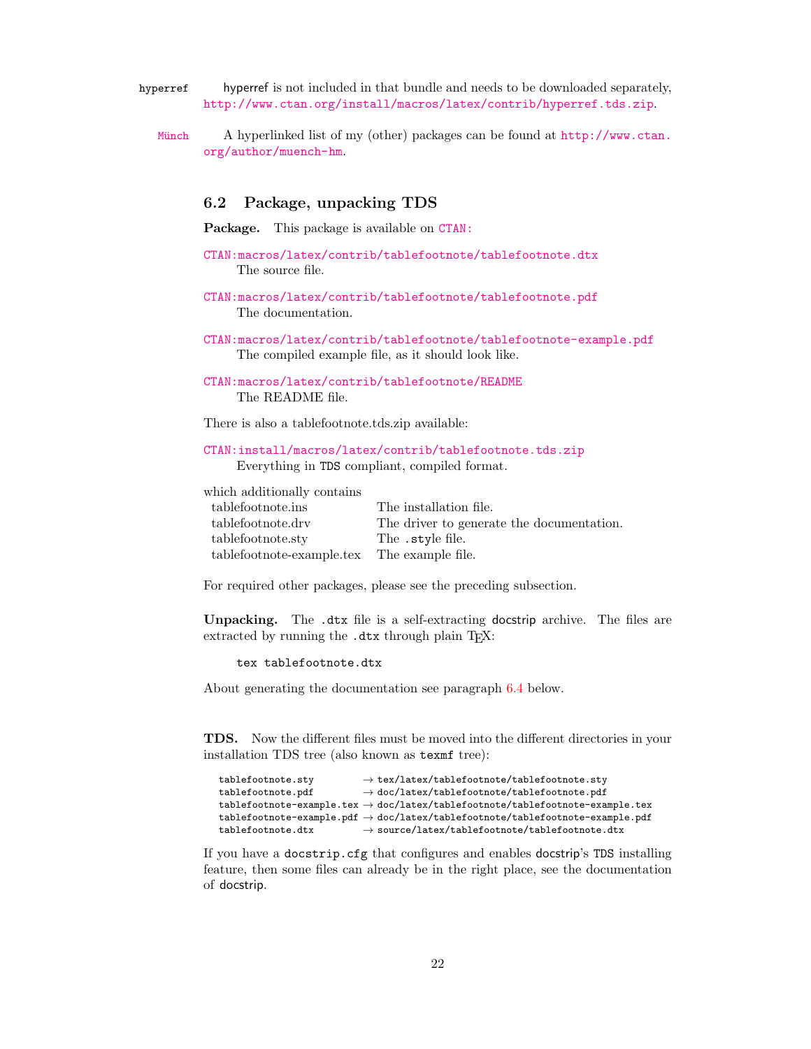hyperref    hyperref is not included in that bundle and needs to be downloaded separately, http://www.ctan.org/install/macros/latex/contrib/hyperref.tds.zip.

Münch    A hyperlinked list of my (other) packages can be found at http://www.ctan.org/author/muench-hm.

## 6.2 Package, unpacking TDS

**Package.** This package is available on CTAN:

CTAN:macros/latex/contrib/tablefootnote/tablefootnote.dtx
The source file.

CTAN:macros/latex/contrib/tablefootnote/tablefootnote.pdf
The documentation.

CTAN:macros/latex/contrib/tablefootnote/tablefootnote-example.pdf
The compiled example file, as it should look like.

CTAN:macros/latex/contrib/tablefootnote/README
The README file.

There is also a tablefootnote.tds.zip available:

CTAN:install/macros/latex/contrib/tablefootnote.tds.zip
Everything in TDS compliant, compiled format.

which additionally contains

| | |
|---|---|
| tablefootnote.ins | The installation file. |
| tablefootnote.drv | The driver to generate the documentation. |
| tablefootnote.sty | The .style file. |
| tablefootnote-example.tex | The example file. |

For required other packages, please see the preceding subsection.

**Unpacking.** The .dtx file is a self-extracting docstrip archive. The files are extracted by running the .dtx through plain TEX:

```
tex tablefootnote.dtx
```

About generating the documentation see paragraph 6.4 below.

**TDS.** Now the different files must be moved into the different directories in your installation TDS tree (also known as texmf tree):

```
tablefootnote.sty         → tex/latex/tablefootnote/tablefootnote.sty
tablefootnote.pdf         → doc/latex/tablefootnote/tablefootnote.pdf
tablefootnote-example.tex → doc/latex/tablefootnote/tablefootnote-example.tex
tablefootnote-example.pdf → doc/latex/tablefootnote/tablefootnote-example.pdf
tablefootnote.dtx         → source/latex/tablefootnote/tablefootnote.dtx
```

If you have a docstrip.cfg that configures and enables docstrip's TDS installing feature, then some files can already be in the right place, see the documentation of docstrip.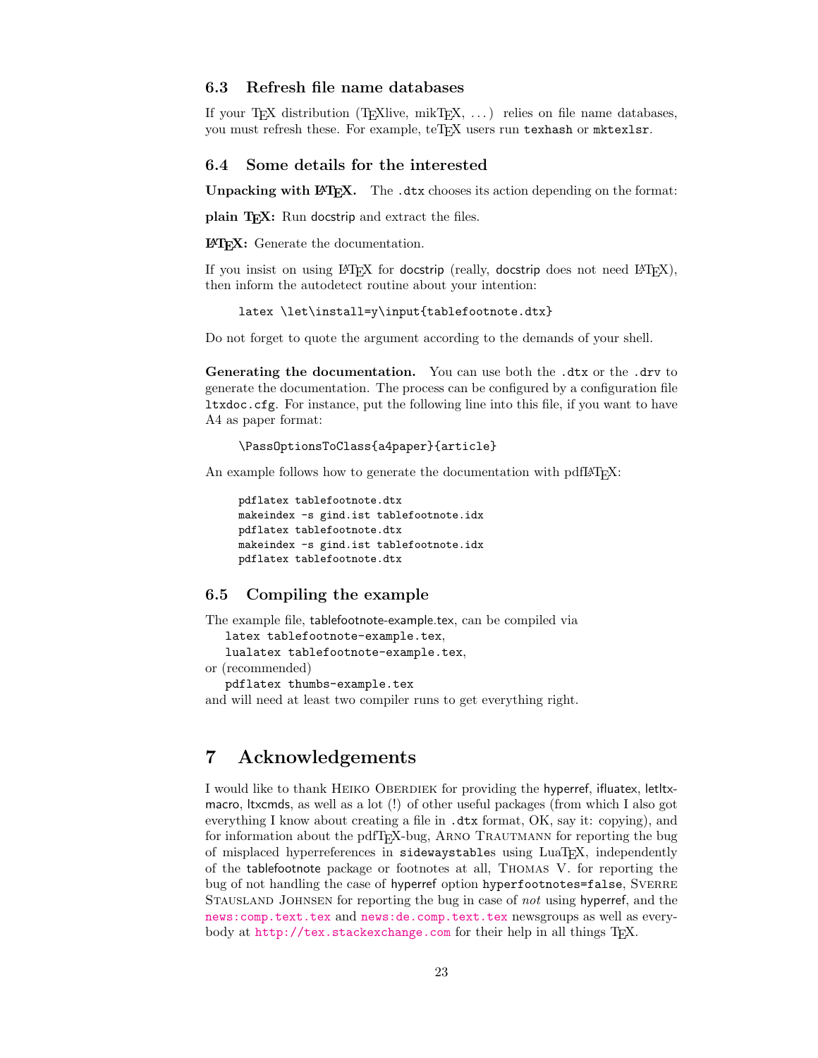### 6.3 Refresh file name databases

If your TeX distribution (TeXlive, mikTeX, ...) relies on file name databases, you must refresh these. For example, teTeX users run `texhash` or `mktexlsr`.

### 6.4 Some details for the interested

**Unpacking with LaTeX.** The `.dtx` chooses its action depending on the format:

**plain TeX:** Run docstrip and extract the files.

**LaTeX:** Generate the documentation.

If you insist on using LaTeX for docstrip (really, docstrip does not need LaTeX), then inform the autodetect routine about your intention:

```
latex \let\install=y\input{tablefootnote.dtx}
```

Do not forget to quote the argument according to the demands of your shell.

**Generating the documentation.** You can use both the `.dtx` or the `.drv` to generate the documentation. The process can be configured by a configuration file `ltxdoc.cfg`. For instance, put the following line into this file, if you want to have A4 as paper format:

```
\PassOptionsToClass{a4paper}{article}
```

An example follows how to generate the documentation with pdfLaTeX:

```
pdflatex tablefootnote.dtx
makeindex -s gind.ist tablefootnote.idx
pdflatex tablefootnote.dtx
makeindex -s gind.ist tablefootnote.idx
pdflatex tablefootnote.dtx
```

### 6.5 Compiling the example

The example file, tablefootnote-example.tex, can be compiled via
`latex tablefootnote-example.tex`,
`lualatex tablefootnote-example.tex`,
or (recommended)
`pdflatex thumbs-example.tex`
and will need at least two compiler runs to get everything right.

## 7 Acknowledgements

I would like to thank Heiko Oberdiek for providing the hyperref, ifluatex, letltxmacro, ltxcmds, as well as a lot (!) of other useful packages (from which I also got everything I know about creating a file in `.dtx` format, OK, say it: copying), and for information about the pdfTeX-bug, Arno Trautmann for reporting the bug of misplaced hyperreferences in `sidewaystable`s using LuaTeX, independently of the tablefootnote package or footnotes at all, Thomas V. for reporting the bug of not handling the case of hyperref option `hyperfootnotes=false`, Sverre Stausland Johnsen for reporting the bug in case of *not* using hyperref, and the `news:comp.text.tex` and `news:de.comp.text.tex` newsgroups as well as everybody at `http://tex.stackexchange.com` for their help in all things TeX.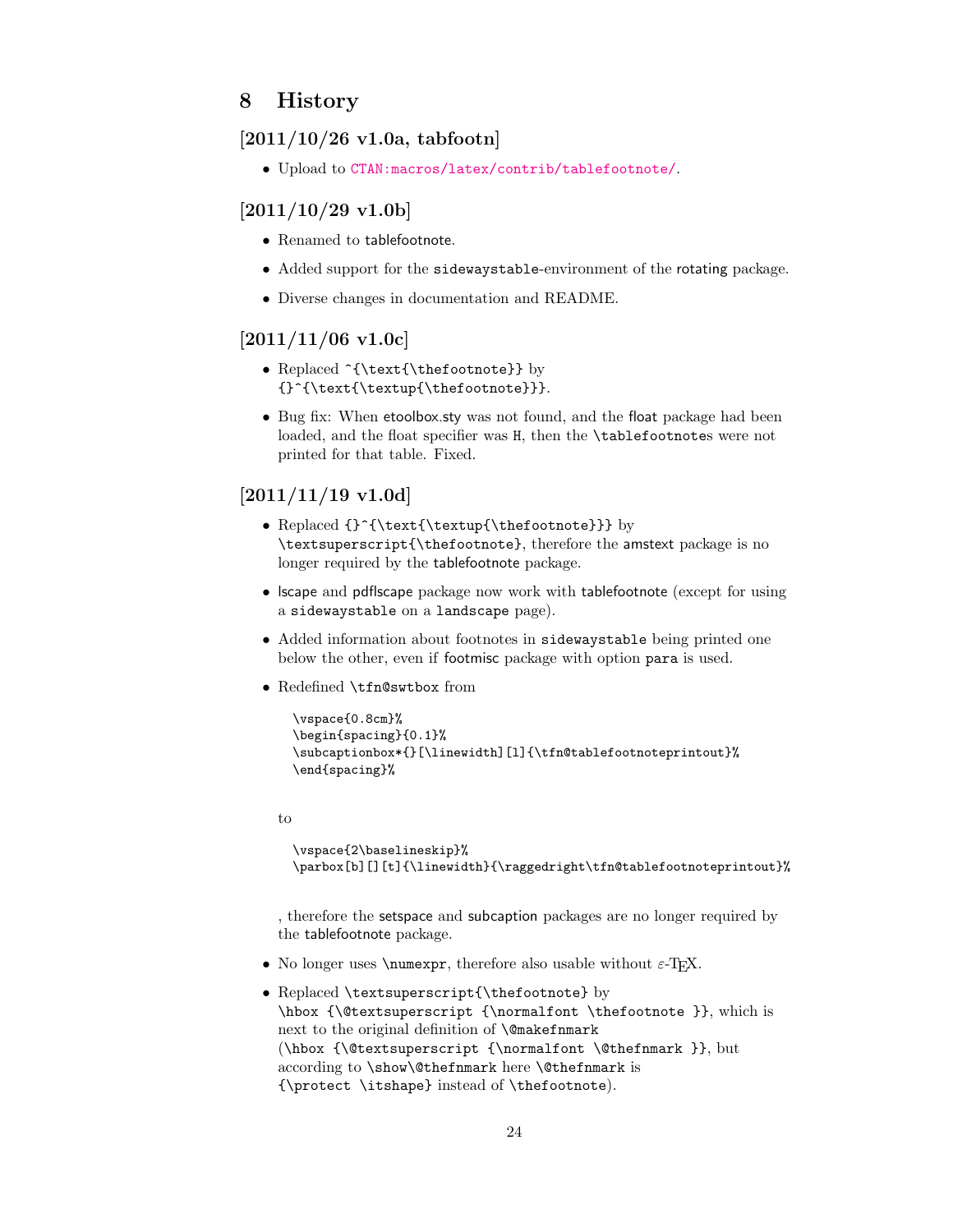# 8 History

## [2011/10/26 v1.0a, tabfootn]

- Upload to CTAN:macros/latex/contrib/tablefootnote/.

## [2011/10/29 v1.0b]

- Renamed to tablefootnote.
- Added support for the `sidewaystable`-environment of the rotating package.
- Diverse changes in documentation and README.

## [2011/11/06 v1.0c]

- Replaced `^{\text{\thefootnote}}` by `{}^{\text{\textup{\thefootnote}}}`.
- Bug fix: When etoolbox.sty was not found, and the float package had been loaded, and the float specifier was `H`, then the `\tablefootnote`s were not printed for that table. Fixed.

## [2011/11/19 v1.0d]

- Replaced `{}^{\text{\textup{\thefootnote}}}` by `\textsuperscript{\thefootnote}`, therefore the amstext package is no longer required by the tablefootnote package.
- lscape and pdflscape package now work with tablefootnote (except for using a `sidewaystable` on a `landscape` page).
- Added information about footnotes in `sidewaystable` being printed one below the other, even if footmisc package with option `para` is used.
- Redefined `\tfn@swtbox` from

  ```
  \vspace{0.8cm}%
  \begin{spacing}{0.1}%
  \subcaptionbox*{}[\linewidth][l]{\tfn@tablefootnoteprintout}%
  \end{spacing}%
  ```

  to

  ```
  \vspace{2\baselineskip}%
  \parbox[b][][t]{\linewidth}{\raggedright\tfn@tablefootnoteprintout}%
  ```

  , therefore the setspace and subcaption packages are no longer required by the tablefootnote package.
- No longer uses `\numexpr`, therefore also usable without ε-TeX.
- Replaced `\textsuperscript{\thefootnote}` by `\hbox {\@textsuperscript {\normalfont \thefootnote }}`, which is next to the original definition of `\@makefnmark` (`\hbox {\@textsuperscript {\normalfont \@thefnmark }}`, but according to `\show\@thefnmark` here `\@thefnmark` is `{\protect \itshape}` instead of `\thefootnote`).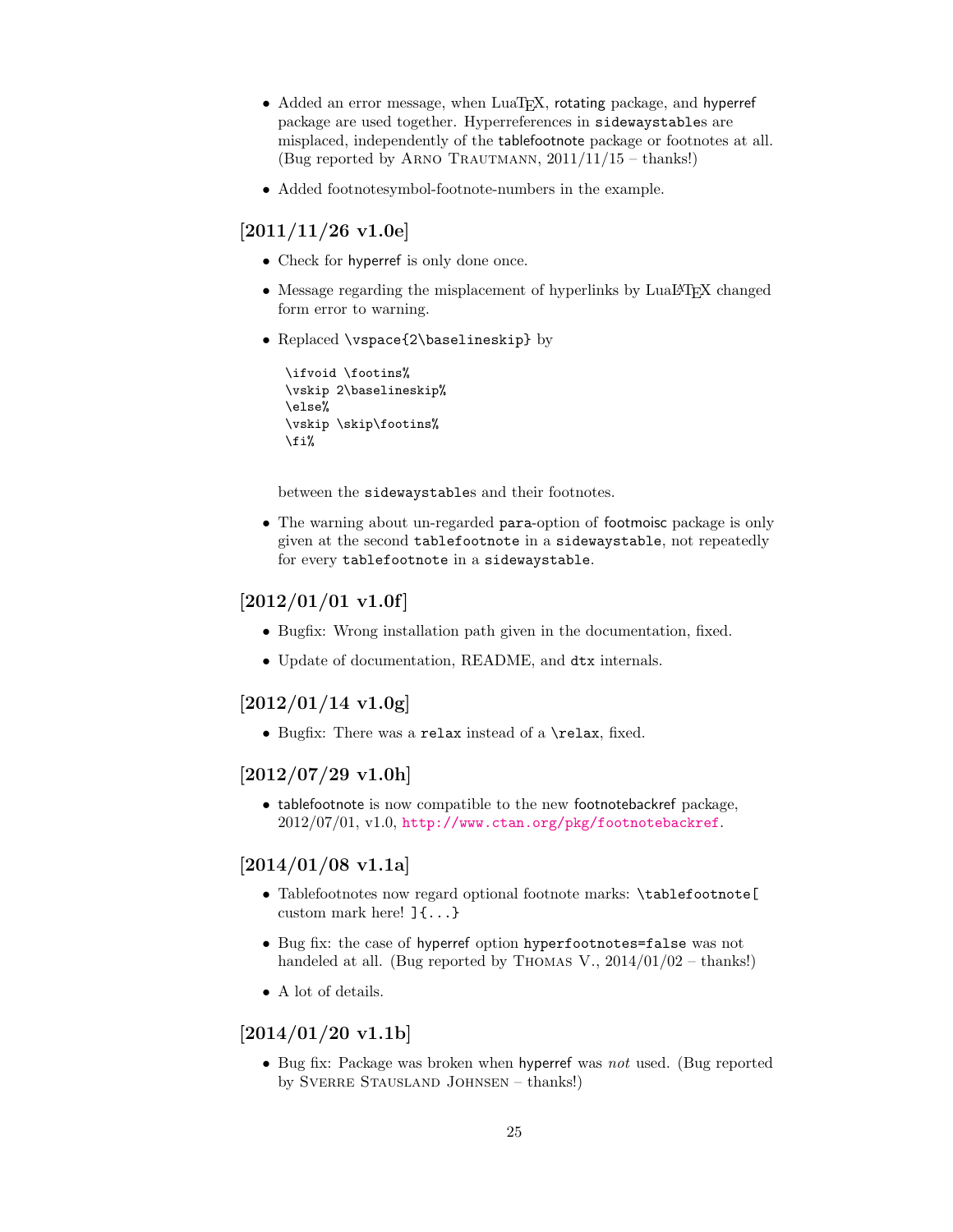- Added an error message, when LuaTEX, rotating package, and hyperref package are used together. Hyperreferences in `sidewaystable`s are misplaced, independently of the tablefootnote package or footnotes at all. (Bug reported by Arno Trautmann, 2011/11/15 – thanks!)

- Added footnotesymbol-footnote-numbers in the example.

## [2011/11/26 v1.0e]

- Check for hyperref is only done once.

- Message regarding the misplacement of hyperlinks by LuaLATEX changed form error to warning.

- Replaced `\vspace{2\baselineskip}` by

  ```
  \ifvoid \footins%
  \vskip 2\baselineskip%
  \else%
  \vskip \skip\footins%
  \fi%
  ```

  between the `sidewaystable`s and their footnotes.

- The warning about un-regarded para-option of footmoisc package is only given at the second `tablefootnote` in a `sidewaystable`, not repeatedly for every `tablefootnote` in a `sidewaystable`.

## [2012/01/01 v1.0f]

- Bugfix: Wrong installation path given in the documentation, fixed.

- Update of documentation, README, and `dtx` internals.

## [2012/01/14 v1.0g]

- Bugfix: There was a `relax` instead of a `\relax`, fixed.

## [2012/07/29 v1.0h]

- tablefootnote is now compatible to the new footnotebackref package, 2012/07/01, v1.0, http://www.ctan.org/pkg/footnotebackref.

## [2014/01/08 v1.1a]

- Tablefootnotes now regard optional footnote marks: `\tablefootnote[` custom mark here! `]{...}`

- Bug fix: the case of hyperref option `hyperfootnotes=false` was not handeled at all. (Bug reported by Thomas V., 2014/01/02 – thanks!)

- A lot of details.

## [2014/01/20 v1.1b]

- Bug fix: Package was broken when hyperref was *not* used. (Bug reported by Sverre Stausland Johnsen – thanks!)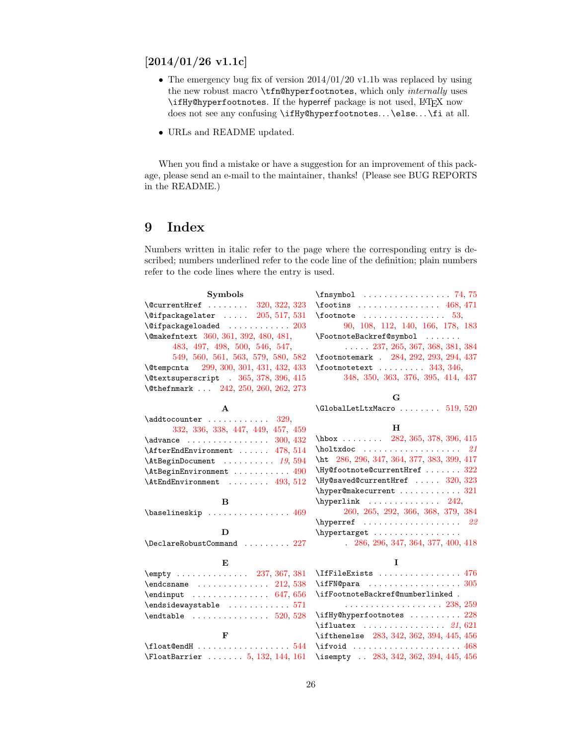### [2014/01/26 v1.1c]

- The emergency bug fix of version 2014/01/20 v1.1b was replaced by using the new robust macro `\tfn@hyperfootnotes`, which only *internally* uses `\ifHy@hyperfootnotes`. If the hyperref package is not used, LaTeX now does not see any confusing `\ifHy@hyperfootnotes`...`\else`...`\fi` at all.
- URLs and README updated.

When you find a mistake or have a suggestion for an improvement of this package, please send an e-mail to the maintainer, thanks! (Please see BUG REPORTS in the README.)

# 9 Index

Numbers written in italic refer to the page where the corresponding entry is described; numbers underlined refer to the code line of the definition; plain numbers refer to the code lines where the entry is used.

**Symbols**

\@currentHref . . . . . . . . 320, 322, 323
\@ifpackagelater . . . . . 205, 517, 531
\@ifpackageloaded . . . . . . . . . . . . 203
\@makefntext 360, 361, 392, 480, 481, 483, 497, 498, 500, 546, 547, 549, 560, 561, 563, 579, 580, 582
\@tempcnta 299, 300, 301, 431, 432, 433
\@textsuperscript . 365, 378, 396, 415
\@thefnmark . . . 242, 250, 260, 262, 273

**A**

\addtocounter . . . . . . . . . . . . 329, 332, 336, 338, 447, 449, 457, 459
\advance . . . . . . . . . . . . . . . . 300, 432
\AfterEndEnvironment . . . . . . 478, 514
\AtBeginDocument . . . . . . . . . . *19*, 594
\AtBeginEnvironment . . . . . . . . . . . 490
\AtEndEnvironment . . . . . . . . 493, 512

**B**

\baselineskip . . . . . . . . . . . . . . . . 469

**D**

\DeclareRobustCommand . . . . . . . . . 227

**E**

\empty . . . . . . . . . . . . . 237, 367, 381
\endcsname . . . . . . . . . . . . . . 212, 538
\endinput . . . . . . . . . . . . . . . 647, 656
\endsidewaystable . . . . . . . . . . . . 571
\endtable . . . . . . . . . . . . . . . 520, 528

**F**

\float@endH . . . . . . . . . . . . . . . . . . 544
\FloatBarrier . . . . . . . 5, 132, 144, 161
\fnsymbol . . . . . . . . . . . . . . . . . 74, 75
\footins . . . . . . . . . . . . . . . . 468, 471
\footnote . . . . . . . . . . . . . . . . 53, 90, 108, 112, 140, 166, 178, 183
\FootnoteBackref@symbol . . . . . . . . . . . 237, 265, 367, 368, 381, 384
\footnotemark . 284, 292, 293, 294, 437
\footnotetext . . . . . . . . . 343, 346, 348, 350, 363, 376, 395, 414, 437

**G**

\GlobalLetLtxMacro . . . . . . . . 519, 520

**H**

\hbox . . . . . . . . 282, 365, 378, 396, 415
\holtxdoc . . . . . . . . . . . . . . . . . . . *21*
\ht 286, 296, 347, 364, 377, 383, 399, 417
\Hy@footnote@currentHref . . . . . . . 322
\Hy@saved@currentHref . . . . . 320, 323
\hyper@makecurrent . . . . . . . . . . . . 321
\hyperlink . . . . . . . . . . . . . 242, 260, 265, 292, 366, 368, 379, 384
\hyperref . . . . . . . . . . . . . . . . . . . *22*
\hypertarget . . . . . . . . . . . . . . . . . . 286, 296, 347, 364, 377, 400, 418

**I**

\IfFileExists . . . . . . . . . . . . . . . . 476
\ifFN@para . . . . . . . . . . . . . . . . . . 305
\ifFootnoteBackref@numberlinked . . . . . . . . . . . . . . . . . . . . 238, 259
\ifHy@hyperfootnotes . . . . . . . . . . 228
\ifluatex . . . . . . . . . . . . . . . . *21*, 621
\ifthenelse 283, 342, 362, 394, 445, 456
\ifvoid . . . . . . . . . . . . . . . . . . . . . 468
\isempty . . 283, 342, 362, 394, 445, 456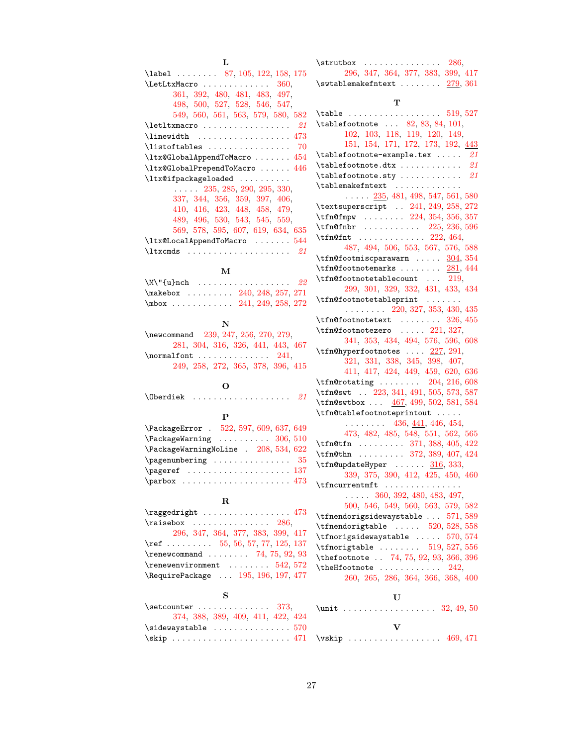**L**

\label . . . . . . . . 87, 105, 122, 158, 175
\LetLtxMacro . . . . . . . . . . . . . 360, 361, 392, 480, 481, 483, 497, 498, 500, 527, 528, 546, 547, 549, 560, 561, 563, 579, 580, 582
\letltxmacro . . . . . . . . . . . . . . . . *21*
\linewidth . . . . . . . . . . . . . . . . . . 473
\listoftables . . . . . . . . . . . . . . . . 70
\ltx@GlobalAppendToMacro . . . . . . . 454
\ltx@GlobalPrependToMacro . . . . . . 446
\ltx@ifpackageloaded . . . . . . . . . . . . . . . 235, 285, 290, 295, 330, 337, 344, 356, 359, 397, 406, 410, 416, 423, 448, 458, 479, 489, 496, 530, 543, 545, 559, 569, 578, 595, 607, 619, 634, 635
\ltx@LocalAppendToMacro . . . . . . . 544
\ltxcmds . . . . . . . . . . . . . . . . . . . . *21*

**M**

\M\"{u}nch . . . . . . . . . . . . . . . . . *22*
\makebox . . . . . . . . . 240, 248, 257, 271
\mbox . . . . . . . . . . . . 241, 249, 258, 272

**N**

\newcommand 239, 247, 256, 270, 279, 281, 304, 316, 326, 441, 443, 467
\normalfont . . . . . . . . . . . . . . 241, 249, 258, 272, 365, 378, 396, 415

**O**

\Oberdiek . . . . . . . . . . . . . . . . . . *21*

**P**

\PackageError . 522, 597, 609, 637, 649
\PackageWarning . . . . . . . . . . 306, 510
\PackageWarningNoLine . 208, 534, 622
\pagenumbering . . . . . . . . . . . . . . . 35
\pageref . . . . . . . . . . . . . . . . . . . . 137
\parbox . . . . . . . . . . . . . . . . . . . . . 473

**R**

\raggedright . . . . . . . . . . . . . . . . . 473
\raisebox . . . . . . . . . . . . . . . 286, 296, 347, 364, 377, 383, 399, 417
\ref . . . . . . . . . 55, 56, 57, 77, 125, 137
\renewcommand . . . . . . . . 74, 75, 92, 93
\renewenvironment . . . . . . . . 542, 572
\RequirePackage . . . 195, 196, 197, 477

**S**

\setcounter . . . . . . . . . . . . . . 373, 374, 388, 389, 409, 411, 422, 424
\sidewaystable . . . . . . . . . . . . . . . 570
\skip . . . . . . . . . . . . . . . . . . . . . . . 471
\strutbox . . . . . . . . . . . . . . . 286, 296, 347, 364, 377, 383, 399, 417
\swtablemakefntext . . . . . . . . <u>279</u>, 361

**T**

\table . . . . . . . . . . . . . . . . . . 519, 527
\tablefootnote . . . 82, 83, 84, 101, 102, 103, 118, 119, 120, 149, 151, 154, 171, 172, 173, 192, <u>443</u>
\tablefootnote-example.tex . . . . . *21*
\tablefootnote.dtx . . . . . . . . . . . . *21*
\tablefootnote.sty . . . . . . . . . . . . *21*
\tablemakefntext . . . . . . . . . . . . . . . . . <u>235</u>, 481, 498, 547, 561, 580
\textsuperscript . . 241, 249, 258, 272
\tfn@fmpw . . . . . . . . 224, 354, 356, 357
\tfn@fnbr . . . . . . . . . . . 225, 236, 596
\tfn@fnt . . . . . . . . . . . . . 222, 464, 487, 494, 506, 553, 567, 576, 588
\tfn@footmiscparawarn . . . . . <u>304</u>, 354
\tfn@footnotemarks . . . . . . . . <u>281</u>, 444
\tfn@footnotetablecount . . . 219, 299, 301, 329, 332, 431, 433, 434
\tfn@footnotetableprint . . . . . . . . . . . . . . 220, 327, 353, 430, 435
\tfn@footnotetext . . . . . . . . <u>326</u>, 455
\tfn@footnotezero . . . . . 221, 327, 341, 353, 434, 494, 576, 596, 608
\tfn@hyperfootnotes . . . . <u>227</u>, 291, 321, 331, 338, 345, 398, 407, 411, 417, 424, 449, 459, 620, 636
\tfn@rotating . . . . . . . . 204, 216, 608
\tfn@swt . . 223, 341, 491, 505, 573, 587
\tfn@swtbox . . . <u>467</u>, 499, 502, 581, 584
\tfn@tablefootnoteprintout . . . . . . . . . . . . . 436, <u>441</u>, 446, 454, 473, 482, 485, 548, 551, 562, 565
\tfn@tfn . . . . . . . . . 371, 388, 405, 422
\tfn@thn . . . . . . . . . 372, 389, 407, 424
\tfn@updateHyper . . . . . . <u>316</u>, 333, 339, 375, 390, 412, 425, 450, 460
\tfncurrentmft . . . . . . . . . . . . . . . . . . . 360, 392, 480, 483, 497, 500, 546, 549, 560, 563, 579, 582
\tfnendorigsidewaystable . . . 571, 589
\tfnendorigtable . . . . . 520, 528, 558
\tfnorigsidewaystable . . . . . 570, 574
\tfnorigtable . . . . . . . . 519, 527, 556
\thefootnote . . 74, 75, 92, 93, 366, 396
\theHfootnote . . . . . . . . . . . . 242, 260, 265, 286, 364, 366, 368, 400

**U**

\unit . . . . . . . . . . . . . . . . . . 32, 49, 50

**V**

\vskip . . . . . . . . . . . . . . . . . . 469, 471